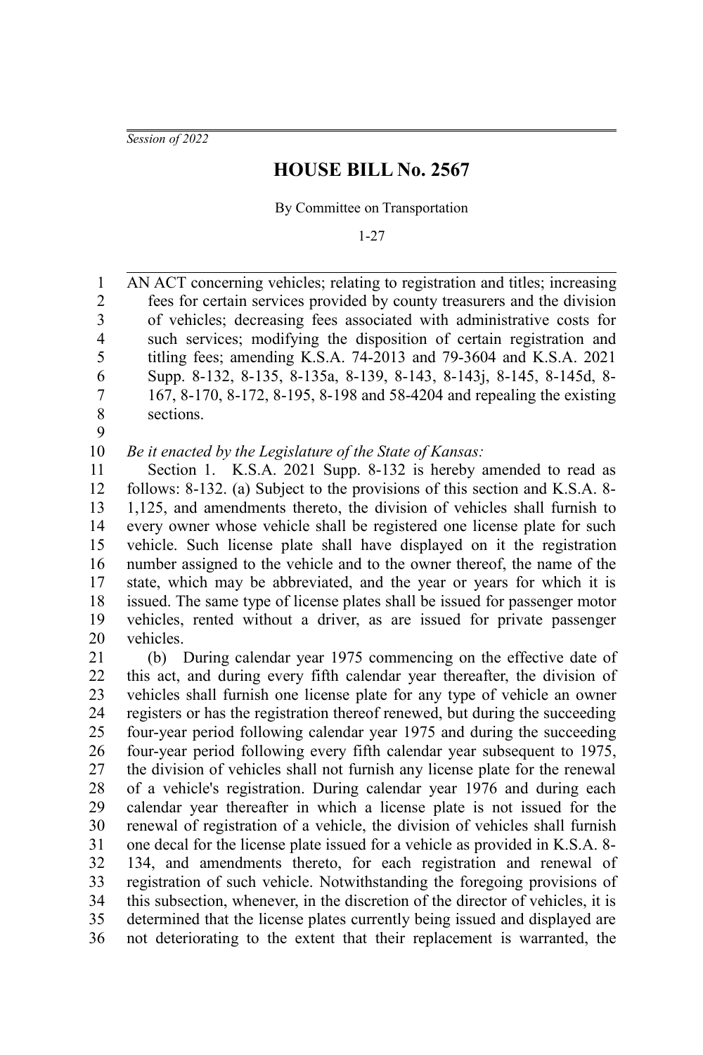*Session of 2022*

# HOUSE BILL No. 2567

By Committee on Transportation

1-27

AN ACT concerning vehicles; relating to registration and titles; increasing fees for certain services provided by county treasurers and the division of vehicles; decreasing fees associated with administrative costs for such services; modifying the disposition of certain registration and titling fees; amending K.S.A. 74-2013 and 79-3604 and K.S.A. 2021 Supp. 8-132, 8-135, 8-135a, 8-139, 8-143, 8-143j, 8-145, 8-145d, 8-167, 8-170, 8-172, 8-195, 8-198 and 58-4204 and repealing the existing sections.

*Be it enacted by the Legislature of the State of Kansas:*

Section 1. K.S.A. 2021 Supp. 8-132 is hereby amended to read as follows: 8-132. (a) Subject to the provisions of this section and K.S.A. 8-1,125, and amendments thereto, the division of vehicles shall furnish to every owner whose vehicle shall be registered one license plate for such vehicle. Such license plate shall have displayed on it the registration number assigned to the vehicle and to the owner thereof, the name of the state, which may be abbreviated, and the year or years for which it is issued. The same type of license plates shall be issued for passenger motor vehicles, rented without a driver, as are issued for private passenger vehicles.

(b) During calendar year 1975 commencing on the effective date of this act, and during every fifth calendar year thereafter, the division of vehicles shall furnish one license plate for any type of vehicle an owner registers or has the registration thereof renewed, but during the succeeding four-year period following calendar year 1975 and during the succeeding four-year period following every fifth calendar year subsequent to 1975, the division of vehicles shall not furnish any license plate for the renewal of a vehicle's registration. During calendar year 1976 and during each calendar year thereafter in which a license plate is not issued for the renewal of registration of a vehicle, the division of vehicles shall furnish one decal for the license plate issued for a vehicle as provided in K.S.A. 8-134, and amendments thereto, for each registration and renewal of registration of such vehicle. Notwithstanding the foregoing provisions of this subsection, whenever, in the discretion of the director of vehicles, it is determined that the license plates currently being issued and displayed are not deteriorating to the extent that their replacement is warranted, the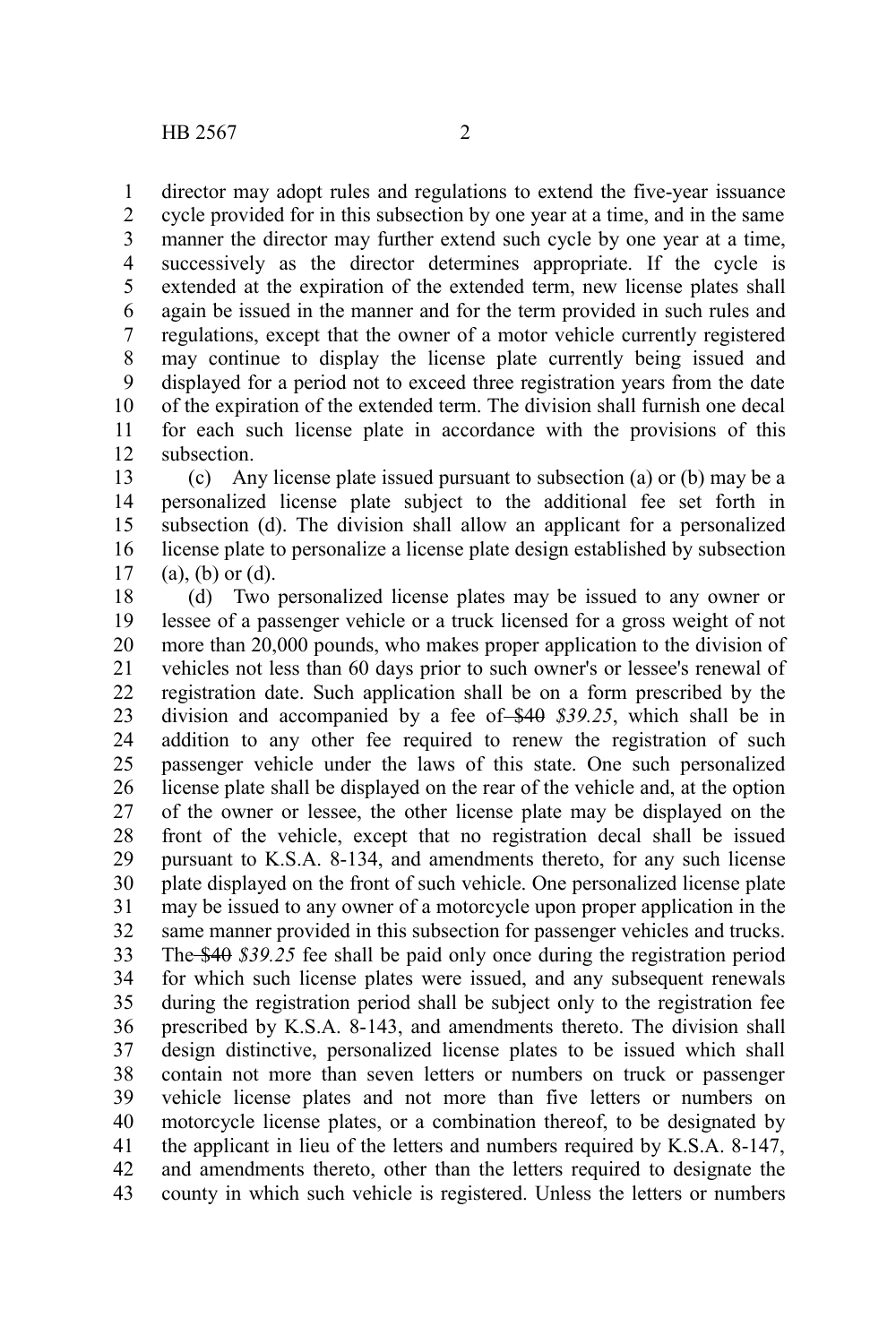director may adopt rules and regulations to extend the five-year issuance cycle provided for in this subsection by one year at a time, and in the same manner the director may further extend such cycle by one year at a time, successively as the director determines appropriate. If the cycle is extended at the expiration of the extended term, new license plates shall again be issued in the manner and for the term provided in such rules and regulations, except that the owner of a motor vehicle currently registered may continue to display the license plate currently being issued and displayed for a period not to exceed three registration years from the date of the expiration of the extended term. The division shall furnish one decal for each such license plate in accordance with the provisions of this subsection.

(c) Any license plate issued pursuant to subsection (a) or (b) may be a personalized license plate subject to the additional fee set forth in subsection (d). The division shall allow an applicant for a personalized license plate to personalize a license plate design established by subsection (a), (b) or (d).

(d) Two personalized license plates may be issued to any owner or lessee of a passenger vehicle or a truck licensed for a gross weight of not more than 20,000 pounds, who makes proper application to the division of vehicles not less than 60 days prior to such owner's or lessee's renewal of registration date. Such application shall be on a form prescribed by the division and accompanied by a fee of ~~$40~~ *$39.25*, which shall be in addition to any other fee required to renew the registration of such passenger vehicle under the laws of this state. One such personalized license plate shall be displayed on the rear of the vehicle and, at the option of the owner or lessee, the other license plate may be displayed on the front of the vehicle, except that no registration decal shall be issued pursuant to K.S.A. 8-134, and amendments thereto, for any such license plate displayed on the front of such vehicle. One personalized license plate may be issued to any owner of a motorcycle upon proper application in the same manner provided in this subsection for passenger vehicles and trucks. The ~~$40~~ *$39.25* fee shall be paid only once during the registration period for which such license plates were issued, and any subsequent renewals during the registration period shall be subject only to the registration fee prescribed by K.S.A. 8-143, and amendments thereto. The division shall design distinctive, personalized license plates to be issued which shall contain not more than seven letters or numbers on truck or passenger vehicle license plates and not more than five letters or numbers on motorcycle license plates, or a combination thereof, to be designated by the applicant in lieu of the letters and numbers required by K.S.A. 8-147, and amendments thereto, other than the letters required to designate the county in which such vehicle is registered. Unless the letters or numbers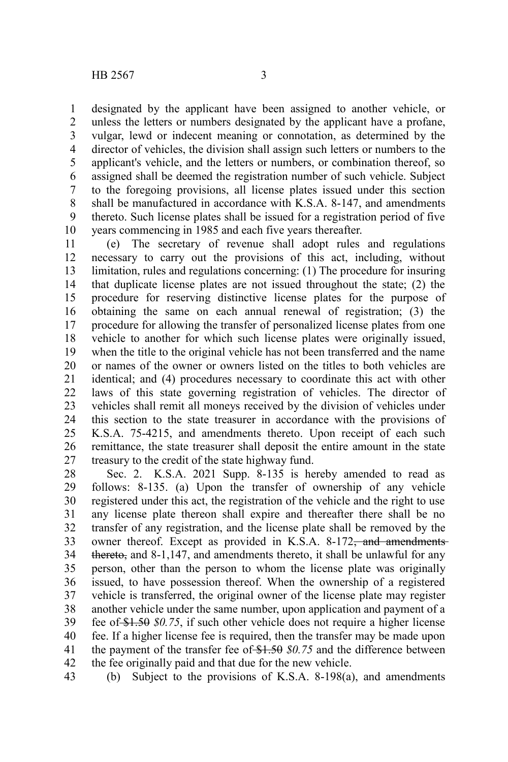designated by the applicant have been assigned to another vehicle, or unless the letters or numbers designated by the applicant have a profane, vulgar, lewd or indecent meaning or connotation, as determined by the director of vehicles, the division shall assign such letters or numbers to the applicant's vehicle, and the letters or numbers, or combination thereof, so assigned shall be deemed the registration number of such vehicle. Subject to the foregoing provisions, all license plates issued under this section shall be manufactured in accordance with K.S.A. 8-147, and amendments thereto. Such license plates shall be issued for a registration period of five years commencing in 1985 and each five years thereafter.

(e) The secretary of revenue shall adopt rules and regulations necessary to carry out the provisions of this act, including, without limitation, rules and regulations concerning: (1) The procedure for insuring that duplicate license plates are not issued throughout the state; (2) the procedure for reserving distinctive license plates for the purpose of obtaining the same on each annual renewal of registration; (3) the procedure for allowing the transfer of personalized license plates from one vehicle to another for which such license plates were originally issued, when the title to the original vehicle has not been transferred and the name or names of the owner or owners listed on the titles to both vehicles are identical; and (4) procedures necessary to coordinate this act with other laws of this state governing registration of vehicles. The director of vehicles shall remit all moneys received by the division of vehicles under this section to the state treasurer in accordance with the provisions of K.S.A. 75-4215, and amendments thereto. Upon receipt of each such remittance, the state treasurer shall deposit the entire amount in the state treasury to the credit of the state highway fund.

Sec. 2. K.S.A. 2021 Supp. 8-135 is hereby amended to read as follows: 8-135. (a) Upon the transfer of ownership of any vehicle registered under this act, the registration of the vehicle and the right to use any license plate thereon shall expire and thereafter there shall be no transfer of any registration, and the license plate shall be removed by the owner thereof. Except as provided in K.S.A. 8-172~~, and amendments thereto,~~ and 8-1,147, and amendments thereto, it shall be unlawful for any person, other than the person to whom the license plate was originally issued, to have possession thereof. When the ownership of a registered vehicle is transferred, the original owner of the license plate may register another vehicle under the same number, upon application and payment of a fee of ~~$1.50~~ *$0.75*, if such other vehicle does not require a higher license fee. If a higher license fee is required, then the transfer may be made upon the payment of the transfer fee of ~~$1.50~~ *$0.75* and the difference between the fee originally paid and that due for the new vehicle.

(b) Subject to the provisions of K.S.A. 8-198(a), and amendments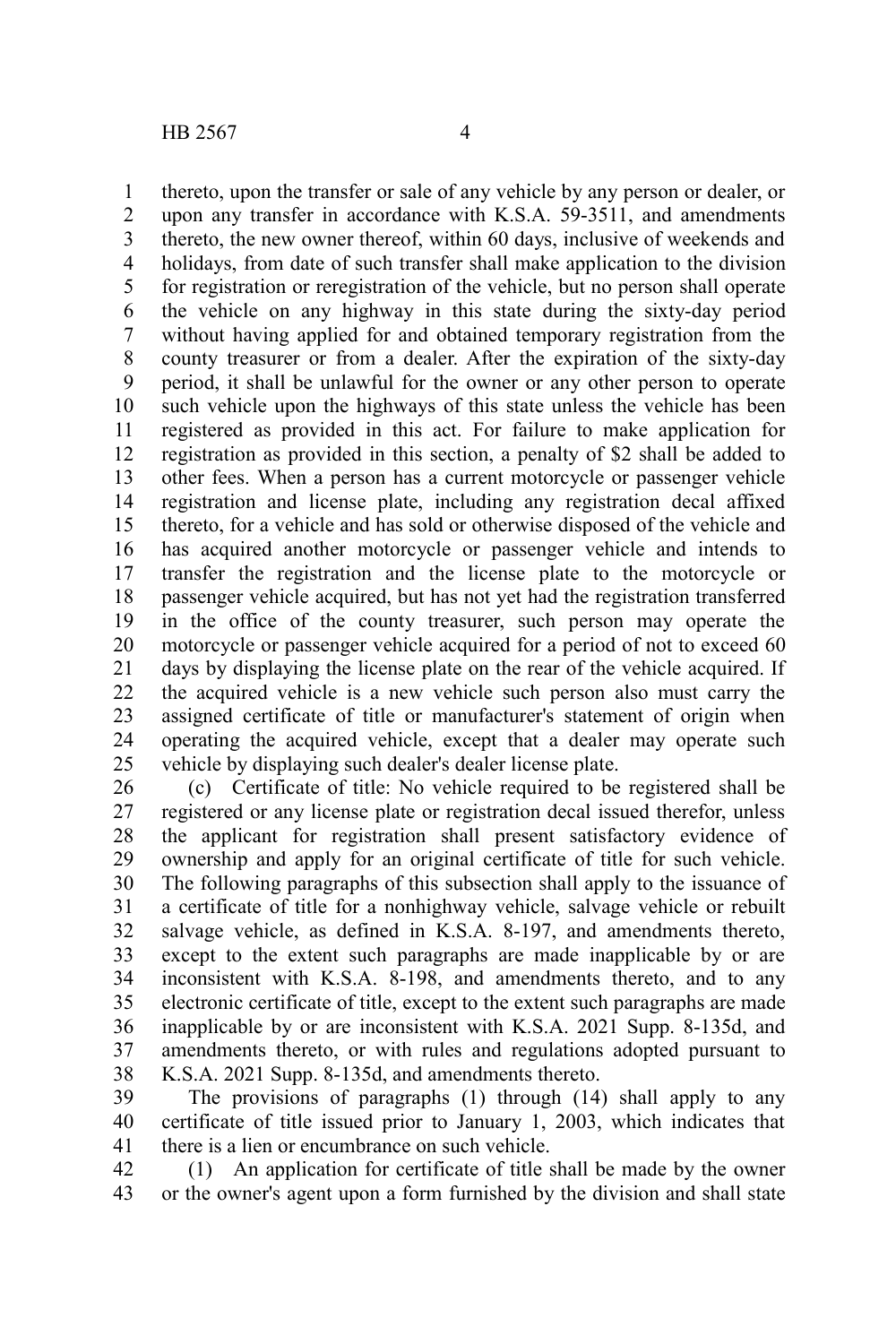thereto, upon the transfer or sale of any vehicle by any person or dealer, or upon any transfer in accordance with K.S.A. 59-3511, and amendments thereto, the new owner thereof, within 60 days, inclusive of weekends and holidays, from date of such transfer shall make application to the division for registration or reregistration of the vehicle, but no person shall operate the vehicle on any highway in this state during the sixty-day period without having applied for and obtained temporary registration from the county treasurer or from a dealer. After the expiration of the sixty-day period, it shall be unlawful for the owner or any other person to operate such vehicle upon the highways of this state unless the vehicle has been registered as provided in this act. For failure to make application for registration as provided in this section, a penalty of $2 shall be added to other fees. When a person has a current motorcycle or passenger vehicle registration and license plate, including any registration decal affixed thereto, for a vehicle and has sold or otherwise disposed of the vehicle and has acquired another motorcycle or passenger vehicle and intends to transfer the registration and the license plate to the motorcycle or passenger vehicle acquired, but has not yet had the registration transferred in the office of the county treasurer, such person may operate the motorcycle or passenger vehicle acquired for a period of not to exceed 60 days by displaying the license plate on the rear of the vehicle acquired. If the acquired vehicle is a new vehicle such person also must carry the assigned certificate of title or manufacturer's statement of origin when operating the acquired vehicle, except that a dealer may operate such vehicle by displaying such dealer's dealer license plate.

(c) Certificate of title: No vehicle required to be registered shall be registered or any license plate or registration decal issued therefor, unless the applicant for registration shall present satisfactory evidence of ownership and apply for an original certificate of title for such vehicle. The following paragraphs of this subsection shall apply to the issuance of a certificate of title for a nonhighway vehicle, salvage vehicle or rebuilt salvage vehicle, as defined in K.S.A. 8-197, and amendments thereto, except to the extent such paragraphs are made inapplicable by or are inconsistent with K.S.A. 8-198, and amendments thereto, and to any electronic certificate of title, except to the extent such paragraphs are made inapplicable by or are inconsistent with K.S.A. 2021 Supp. 8-135d, and amendments thereto, or with rules and regulations adopted pursuant to K.S.A. 2021 Supp. 8-135d, and amendments thereto.

The provisions of paragraphs (1) through (14) shall apply to any certificate of title issued prior to January 1, 2003, which indicates that there is a lien or encumbrance on such vehicle.

(1) An application for certificate of title shall be made by the owner or the owner's agent upon a form furnished by the division and shall state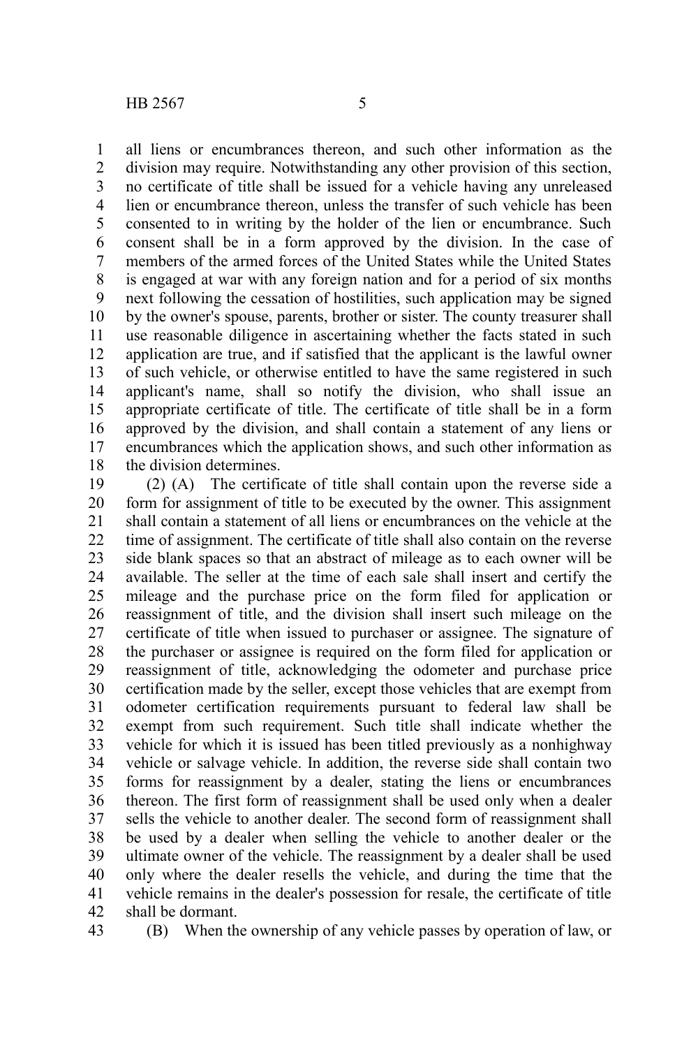all liens or encumbrances thereon, and such other information as the division may require. Notwithstanding any other provision of this section, no certificate of title shall be issued for a vehicle having any unreleased lien or encumbrance thereon, unless the transfer of such vehicle has been consented to in writing by the holder of the lien or encumbrance. Such consent shall be in a form approved by the division. In the case of members of the armed forces of the United States while the United States is engaged at war with any foreign nation and for a period of six months next following the cessation of hostilities, such application may be signed by the owner's spouse, parents, brother or sister. The county treasurer shall use reasonable diligence in ascertaining whether the facts stated in such application are true, and if satisfied that the applicant is the lawful owner of such vehicle, or otherwise entitled to have the same registered in such applicant's name, shall so notify the division, who shall issue an appropriate certificate of title. The certificate of title shall be in a form approved by the division, and shall contain a statement of any liens or encumbrances which the application shows, and such other information as the division determines.

(2) (A) The certificate of title shall contain upon the reverse side a form for assignment of title to be executed by the owner. This assignment shall contain a statement of all liens or encumbrances on the vehicle at the time of assignment. The certificate of title shall also contain on the reverse side blank spaces so that an abstract of mileage as to each owner will be available. The seller at the time of each sale shall insert and certify the mileage and the purchase price on the form filed for application or reassignment of title, and the division shall insert such mileage on the certificate of title when issued to purchaser or assignee. The signature of the purchaser or assignee is required on the form filed for application or reassignment of title, acknowledging the odometer and purchase price certification made by the seller, except those vehicles that are exempt from odometer certification requirements pursuant to federal law shall be exempt from such requirement. Such title shall indicate whether the vehicle for which it is issued has been titled previously as a nonhighway vehicle or salvage vehicle. In addition, the reverse side shall contain two forms for reassignment by a dealer, stating the liens or encumbrances thereon. The first form of reassignment shall be used only when a dealer sells the vehicle to another dealer. The second form of reassignment shall be used by a dealer when selling the vehicle to another dealer or the ultimate owner of the vehicle. The reassignment by a dealer shall be used only where the dealer resells the vehicle, and during the time that the vehicle remains in the dealer's possession for resale, the certificate of title shall be dormant.

(B) When the ownership of any vehicle passes by operation of law, or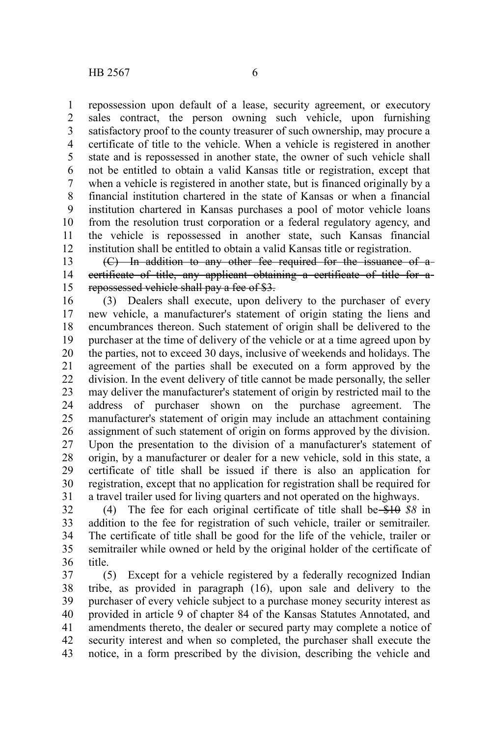repossession upon default of a lease, security agreement, or executory sales contract, the person owning such vehicle, upon furnishing satisfactory proof to the county treasurer of such ownership, may procure a certificate of title to the vehicle. When a vehicle is registered in another state and is repossessed in another state, the owner of such vehicle shall not be entitled to obtain a valid Kansas title or registration, except that when a vehicle is registered in another state, but is financed originally by a financial institution chartered in the state of Kansas or when a financial institution chartered in Kansas purchases a pool of motor vehicle loans from the resolution trust corporation or a federal regulatory agency, and the vehicle is repossessed in another state, such Kansas financial institution shall be entitled to obtain a valid Kansas title or registration.

~~(C) In addition to any other fee required for the issuance of a certificate of title, any applicant obtaining a certificate of title for a repossessed vehicle shall pay a fee of $3.~~

(3) Dealers shall execute, upon delivery to the purchaser of every new vehicle, a manufacturer's statement of origin stating the liens and encumbrances thereon. Such statement of origin shall be delivered to the purchaser at the time of delivery of the vehicle or at a time agreed upon by the parties, not to exceed 30 days, inclusive of weekends and holidays. The agreement of the parties shall be executed on a form approved by the division. In the event delivery of title cannot be made personally, the seller may deliver the manufacturer's statement of origin by restricted mail to the address of purchaser shown on the purchase agreement. The manufacturer's statement of origin may include an attachment containing assignment of such statement of origin on forms approved by the division. Upon the presentation to the division of a manufacturer's statement of origin, by a manufacturer or dealer for a new vehicle, sold in this state, a certificate of title shall be issued if there is also an application for registration, except that no application for registration shall be required for a travel trailer used for living quarters and not operated on the highways.

(4) The fee for each original certificate of title shall be ~~$10~~ *$8* in addition to the fee for registration of such vehicle, trailer or semitrailer. The certificate of title shall be good for the life of the vehicle, trailer or semitrailer while owned or held by the original holder of the certificate of title.

(5) Except for a vehicle registered by a federally recognized Indian tribe, as provided in paragraph (16), upon sale and delivery to the purchaser of every vehicle subject to a purchase money security interest as provided in article 9 of chapter 84 of the Kansas Statutes Annotated, and amendments thereto, the dealer or secured party may complete a notice of security interest and when so completed, the purchaser shall execute the notice, in a form prescribed by the division, describing the vehicle and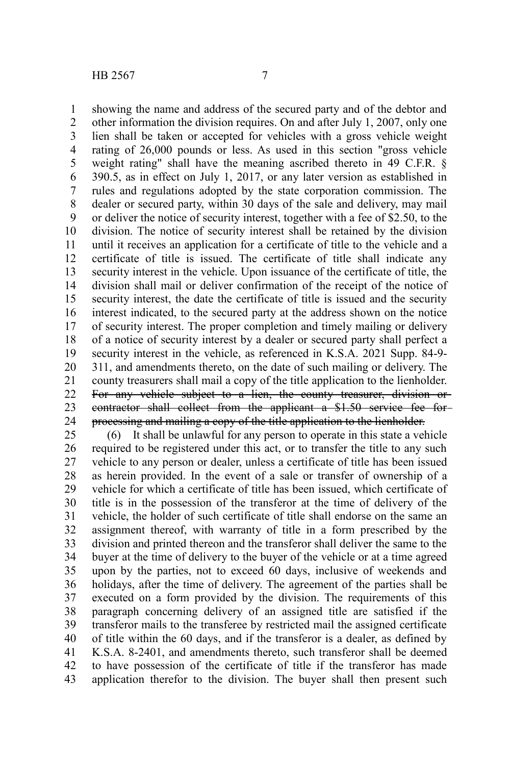showing the name and address of the secured party and of the debtor and other information the division requires. On and after July 1, 2007, only one lien shall be taken or accepted for vehicles with a gross vehicle weight rating of 26,000 pounds or less. As used in this section "gross vehicle weight rating" shall have the meaning ascribed thereto in 49 C.F.R. § 390.5, as in effect on July 1, 2017, or any later version as established in rules and regulations adopted by the state corporation commission. The dealer or secured party, within 30 days of the sale and delivery, may mail or deliver the notice of security interest, together with a fee of $2.50, to the division. The notice of security interest shall be retained by the division until it receives an application for a certificate of title to the vehicle and a certificate of title is issued. The certificate of title shall indicate any security interest in the vehicle. Upon issuance of the certificate of title, the division shall mail or deliver confirmation of the receipt of the notice of security interest, the date the certificate of title is issued and the security interest indicated, to the secured party at the address shown on the notice of security interest. The proper completion and timely mailing or delivery of a notice of security interest by a dealer or secured party shall perfect a security interest in the vehicle, as referenced in K.S.A. 2021 Supp. 84-9-311, and amendments thereto, on the date of such mailing or delivery. The county treasurers shall mail a copy of the title application to the lienholder. ~~For any vehicle subject to a lien, the county treasurer, division or contractor shall collect from the applicant a $1.50 service fee for processing and mailing a copy of the title application to the lienholder.~~

(6) It shall be unlawful for any person to operate in this state a vehicle required to be registered under this act, or to transfer the title to any such vehicle to any person or dealer, unless a certificate of title has been issued as herein provided. In the event of a sale or transfer of ownership of a vehicle for which a certificate of title has been issued, which certificate of title is in the possession of the transferor at the time of delivery of the vehicle, the holder of such certificate of title shall endorse on the same an assignment thereof, with warranty of title in a form prescribed by the division and printed thereon and the transferor shall deliver the same to the buyer at the time of delivery to the buyer of the vehicle or at a time agreed upon by the parties, not to exceed 60 days, inclusive of weekends and holidays, after the time of delivery. The agreement of the parties shall be executed on a form provided by the division. The requirements of this paragraph concerning delivery of an assigned title are satisfied if the transferor mails to the transferee by restricted mail the assigned certificate of title within the 60 days, and if the transferor is a dealer, as defined by K.S.A. 8-2401, and amendments thereto, such transferor shall be deemed to have possession of the certificate of title if the transferor has made application therefor to the division. The buyer shall then present such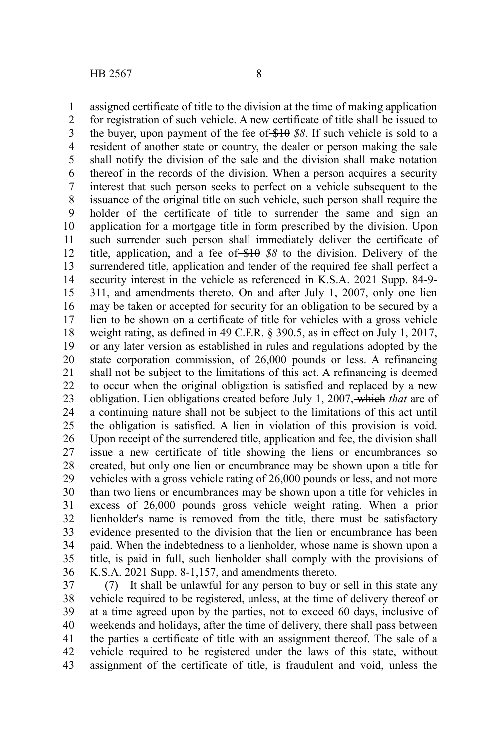assigned certificate of title to the division at the time of making application for registration of such vehicle. A new certificate of title shall be issued to the buyer, upon payment of the fee of ~~$10~~ *$8*. If such vehicle is sold to a resident of another state or country, the dealer or person making the sale shall notify the division of the sale and the division shall make notation thereof in the records of the division. When a person acquires a security interest that such person seeks to perfect on a vehicle subsequent to the issuance of the original title on such vehicle, such person shall require the holder of the certificate of title to surrender the same and sign an application for a mortgage title in form prescribed by the division. Upon such surrender such person shall immediately deliver the certificate of title, application, and a fee of ~~$10~~ *$8* to the division. Delivery of the surrendered title, application and tender of the required fee shall perfect a security interest in the vehicle as referenced in K.S.A. 2021 Supp. 84-9-311, and amendments thereto. On and after July 1, 2007, only one lien may be taken or accepted for security for an obligation to be secured by a lien to be shown on a certificate of title for vehicles with a gross vehicle weight rating, as defined in 49 C.F.R. § 390.5, as in effect on July 1, 2017, or any later version as established in rules and regulations adopted by the state corporation commission, of 26,000 pounds or less. A refinancing shall not be subject to the limitations of this act. A refinancing is deemed to occur when the original obligation is satisfied and replaced by a new obligation. Lien obligations created before July 1, 2007, ~~which~~ *that* are of a continuing nature shall not be subject to the limitations of this act until the obligation is satisfied. A lien in violation of this provision is void. Upon receipt of the surrendered title, application and fee, the division shall issue a new certificate of title showing the liens or encumbrances so created, but only one lien or encumbrance may be shown upon a title for vehicles with a gross vehicle rating of 26,000 pounds or less, and not more than two liens or encumbrances may be shown upon a title for vehicles in excess of 26,000 pounds gross vehicle weight rating. When a prior lienholder's name is removed from the title, there must be satisfactory evidence presented to the division that the lien or encumbrance has been paid. When the indebtedness to a lienholder, whose name is shown upon a title, is paid in full, such lienholder shall comply with the provisions of K.S.A. 2021 Supp. 8-1,157, and amendments thereto.

(7) It shall be unlawful for any person to buy or sell in this state any vehicle required to be registered, unless, at the time of delivery thereof or at a time agreed upon by the parties, not to exceed 60 days, inclusive of weekends and holidays, after the time of delivery, there shall pass between the parties a certificate of title with an assignment thereof. The sale of a vehicle required to be registered under the laws of this state, without assignment of the certificate of title, is fraudulent and void, unless the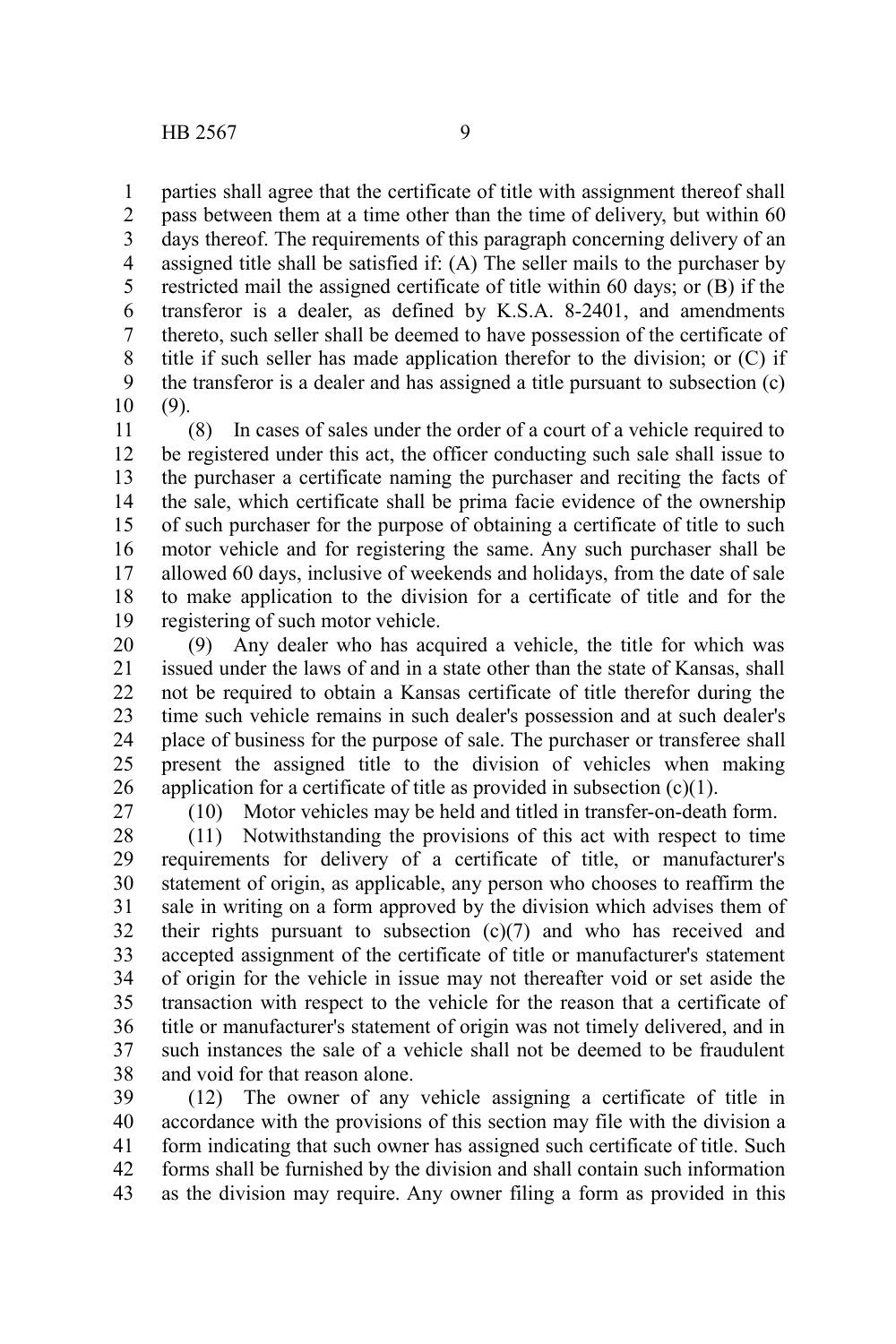parties shall agree that the certificate of title with assignment thereof shall pass between them at a time other than the time of delivery, but within 60 days thereof. The requirements of this paragraph concerning delivery of an assigned title shall be satisfied if: (A) The seller mails to the purchaser by restricted mail the assigned certificate of title within 60 days; or (B) if the transferor is a dealer, as defined by K.S.A. 8-2401, and amendments thereto, such seller shall be deemed to have possession of the certificate of title if such seller has made application therefor to the division; or (C) if the transferor is a dealer and has assigned a title pursuant to subsection (c)(9).

(8) In cases of sales under the order of a court of a vehicle required to be registered under this act, the officer conducting such sale shall issue to the purchaser a certificate naming the purchaser and reciting the facts of the sale, which certificate shall be prima facie evidence of the ownership of such purchaser for the purpose of obtaining a certificate of title to such motor vehicle and for registering the same. Any such purchaser shall be allowed 60 days, inclusive of weekends and holidays, from the date of sale to make application to the division for a certificate of title and for the registering of such motor vehicle.

(9) Any dealer who has acquired a vehicle, the title for which was issued under the laws of and in a state other than the state of Kansas, shall not be required to obtain a Kansas certificate of title therefor during the time such vehicle remains in such dealer's possession and at such dealer's place of business for the purpose of sale. The purchaser or transferee shall present the assigned title to the division of vehicles when making application for a certificate of title as provided in subsection (c)(1).

(10) Motor vehicles may be held and titled in transfer-on-death form.

(11) Notwithstanding the provisions of this act with respect to time requirements for delivery of a certificate of title, or manufacturer's statement of origin, as applicable, any person who chooses to reaffirm the sale in writing on a form approved by the division which advises them of their rights pursuant to subsection (c)(7) and who has received and accepted assignment of the certificate of title or manufacturer's statement of origin for the vehicle in issue may not thereafter void or set aside the transaction with respect to the vehicle for the reason that a certificate of title or manufacturer's statement of origin was not timely delivered, and in such instances the sale of a vehicle shall not be deemed to be fraudulent and void for that reason alone.

(12) The owner of any vehicle assigning a certificate of title in accordance with the provisions of this section may file with the division a form indicating that such owner has assigned such certificate of title. Such forms shall be furnished by the division and shall contain such information as the division may require. Any owner filing a form as provided in this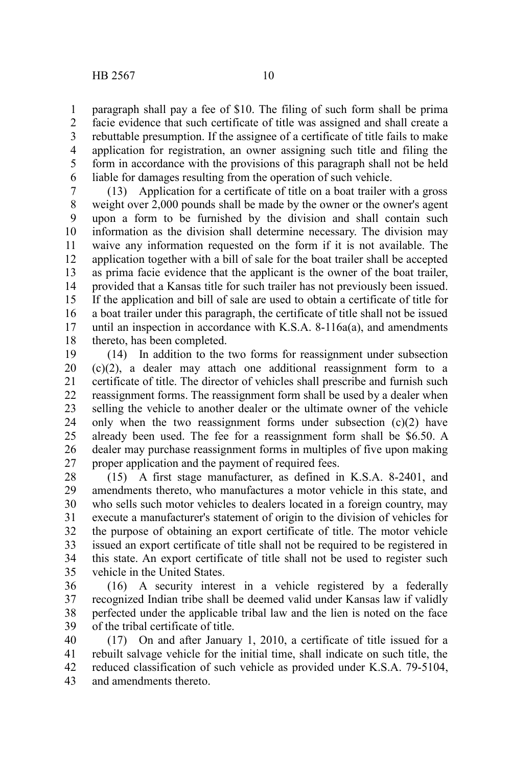paragraph shall pay a fee of $10. The filing of such form shall be prima facie evidence that such certificate of title was assigned and shall create a rebuttable presumption. If the assignee of a certificate of title fails to make application for registration, an owner assigning such title and filing the form in accordance with the provisions of this paragraph shall not be held liable for damages resulting from the operation of such vehicle.

(13) Application for a certificate of title on a boat trailer with a gross weight over 2,000 pounds shall be made by the owner or the owner's agent upon a form to be furnished by the division and shall contain such information as the division shall determine necessary. The division may waive any information requested on the form if it is not available. The application together with a bill of sale for the boat trailer shall be accepted as prima facie evidence that the applicant is the owner of the boat trailer, provided that a Kansas title for such trailer has not previously been issued. If the application and bill of sale are used to obtain a certificate of title for a boat trailer under this paragraph, the certificate of title shall not be issued until an inspection in accordance with K.S.A. 8-116a(a), and amendments thereto, has been completed.

(14) In addition to the two forms for reassignment under subsection (c)(2), a dealer may attach one additional reassignment form to a certificate of title. The director of vehicles shall prescribe and furnish such reassignment forms. The reassignment form shall be used by a dealer when selling the vehicle to another dealer or the ultimate owner of the vehicle only when the two reassignment forms under subsection (c)(2) have already been used. The fee for a reassignment form shall be $6.50. A dealer may purchase reassignment forms in multiples of five upon making proper application and the payment of required fees.

(15) A first stage manufacturer, as defined in K.S.A. 8-2401, and amendments thereto, who manufactures a motor vehicle in this state, and who sells such motor vehicles to dealers located in a foreign country, may execute a manufacturer's statement of origin to the division of vehicles for the purpose of obtaining an export certificate of title. The motor vehicle issued an export certificate of title shall not be required to be registered in this state. An export certificate of title shall not be used to register such vehicle in the United States.

(16) A security interest in a vehicle registered by a federally recognized Indian tribe shall be deemed valid under Kansas law if validly perfected under the applicable tribal law and the lien is noted on the face of the tribal certificate of title.

(17) On and after January 1, 2010, a certificate of title issued for a rebuilt salvage vehicle for the initial time, shall indicate on such title, the reduced classification of such vehicle as provided under K.S.A. 79-5104, and amendments thereto.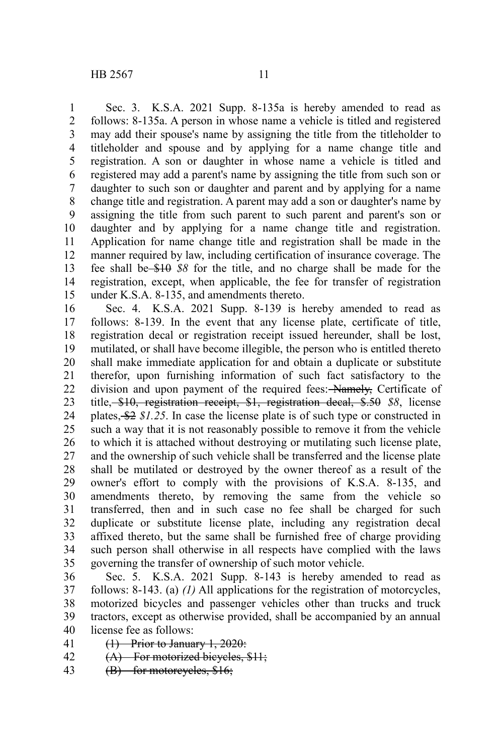Sec. 3. K.S.A. 2021 Supp. 8-135a is hereby amended to read as follows: 8-135a. A person in whose name a vehicle is titled and registered may add their spouse's name by assigning the title from the titleholder to titleholder and spouse and by applying for a name change title and registration. A son or daughter in whose name a vehicle is titled and registered may add a parent's name by assigning the title from such son or daughter to such son or daughter and parent and by applying for a name change title and registration. A parent may add a son or daughter's name by assigning the title from such parent to such parent and parent's son or daughter and by applying for a name change title and registration. Application for name change title and registration shall be made in the manner required by law, including certification of insurance coverage. The fee shall be ~~$10~~ *$8* for the title, and no charge shall be made for the registration, except, when applicable, the fee for transfer of registration under K.S.A. 8-135, and amendments thereto.

Sec. 4. K.S.A. 2021 Supp. 8-139 is hereby amended to read as follows: 8-139. In the event that any license plate, certificate of title, registration decal or registration receipt issued hereunder, shall be lost, mutilated, or shall have become illegible, the person who is entitled thereto shall make immediate application for and obtain a duplicate or substitute therefor, upon furnishing information of such fact satisfactory to the division and upon payment of the required fees: ~~Namely,~~ Certificate of title, ~~$10, registration receipt, $1, registration decal, $.50~~ *$8*, license plates, ~~$2~~ *$1.25*. In case the license plate is of such type or constructed in such a way that it is not reasonably possible to remove it from the vehicle to which it is attached without destroying or mutilating such license plate, and the ownership of such vehicle shall be transferred and the license plate shall be mutilated or destroyed by the owner thereof as a result of the owner's effort to comply with the provisions of K.S.A. 8-135, and amendments thereto, by removing the same from the vehicle so transferred, then and in such case no fee shall be charged for such duplicate or substitute license plate, including any registration decal affixed thereto, but the same shall be furnished free of charge providing such person shall otherwise in all respects have complied with the laws governing the transfer of ownership of such motor vehicle.

Sec. 5. K.S.A. 2021 Supp. 8-143 is hereby amended to read as follows: 8-143. (a) *(1)* All applications for the registration of motorcycles, motorized bicycles and passenger vehicles other than trucks and truck tractors, except as otherwise provided, shall be accompanied by an annual license fee as follows:

~~(1) Prior to January 1, 2020:~~

~~(A) For motorized bicycles, $11;~~

~~(B) for motorcycles, $16;~~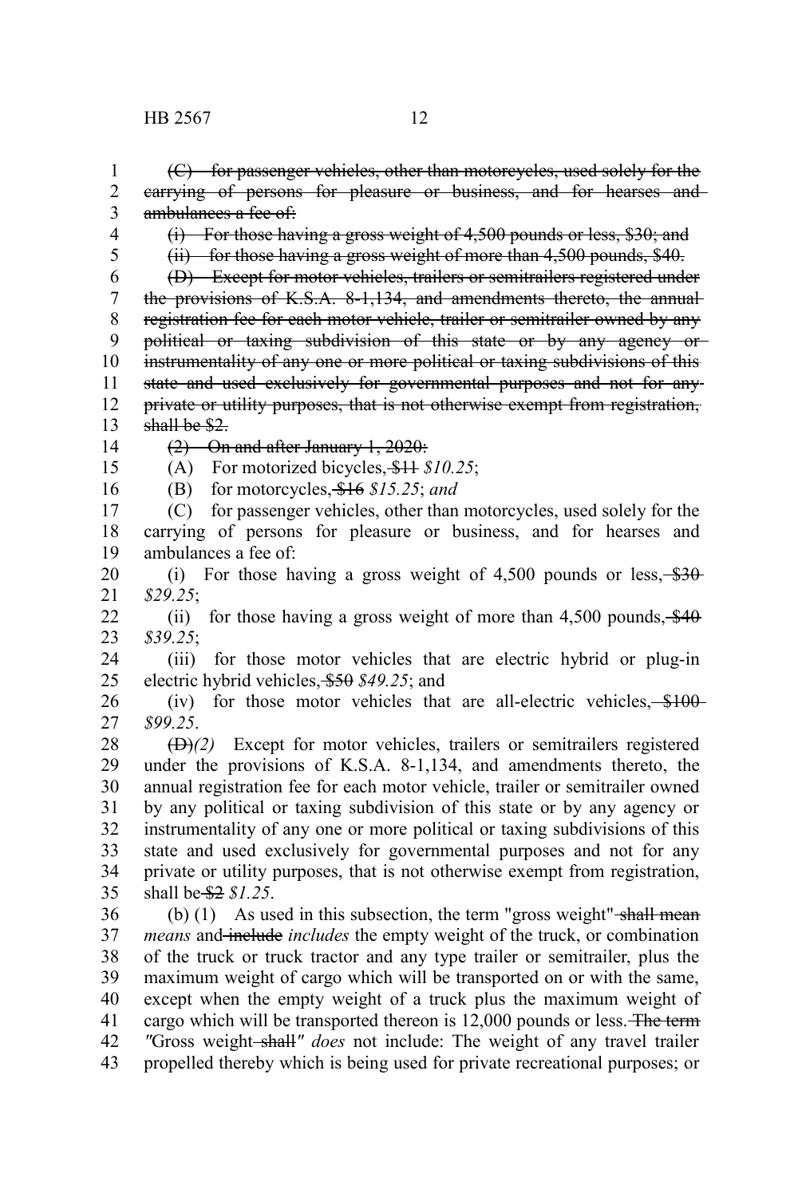~~(C) for passenger vehicles, other than motorcycles, used solely for the carrying of persons for pleasure or business, and for hearses and ambulances a fee of:~~

~~(i) For those having a gross weight of 4,500 pounds or less, $30; and~~

~~(ii) for those having a gross weight of more than 4,500 pounds, $40.~~

~~(D) Except for motor vehicles, trailers or semitrailers registered under the provisions of K.S.A. 8-1,134, and amendments thereto, the annual registration fee for each motor vehicle, trailer or semitrailer owned by any political or taxing subdivision of this state or by any agency or instrumentality of any one or more political or taxing subdivisions of this state and used exclusively for governmental purposes and not for any private or utility purposes, that is not otherwise exempt from registration, shall be $2.~~

~~(2) On and after January 1, 2020:~~

(A) For motorized bicycles, ~~$11~~ *$10.25*;

(B) for motorcycles, ~~$16~~ *$15.25*; *and*

(C) for passenger vehicles, other than motorcycles, used solely for the carrying of persons for pleasure or business, and for hearses and ambulances a fee of:

(i) For those having a gross weight of 4,500 pounds or less, ~~$30~~ *$29.25*;

(ii) for those having a gross weight of more than 4,500 pounds, ~~$40~~ *$39.25*;

(iii) for those motor vehicles that are electric hybrid or plug-in electric hybrid vehicles, ~~$50~~ *$49.25*; and

(iv) for those motor vehicles that are all-electric vehicles, ~~$100~~ *$99.25*.

~~(D)~~*(2)* Except for motor vehicles, trailers or semitrailers registered under the provisions of K.S.A. 8-1,134, and amendments thereto, the annual registration fee for each motor vehicle, trailer or semitrailer owned by any political or taxing subdivision of this state or by any agency or instrumentality of any one or more political or taxing subdivisions of this state and used exclusively for governmental purposes and not for any private or utility purposes, that is not otherwise exempt from registration, shall be ~~$2~~ *$1.25*.

(b) (1) As used in this subsection, the term "gross weight" ~~shall mean~~ *means* and ~~include~~ *includes* the empty weight of the truck, or combination of the truck or truck tractor and any type trailer or semitrailer, plus the maximum weight of cargo which will be transported on or with the same, except when the empty weight of a truck plus the maximum weight of cargo which will be transported thereon is 12,000 pounds or less. ~~The term~~ *"*Gross weight ~~shall~~*" does* not include: The weight of any travel trailer propelled thereby which is being used for private recreational purposes; or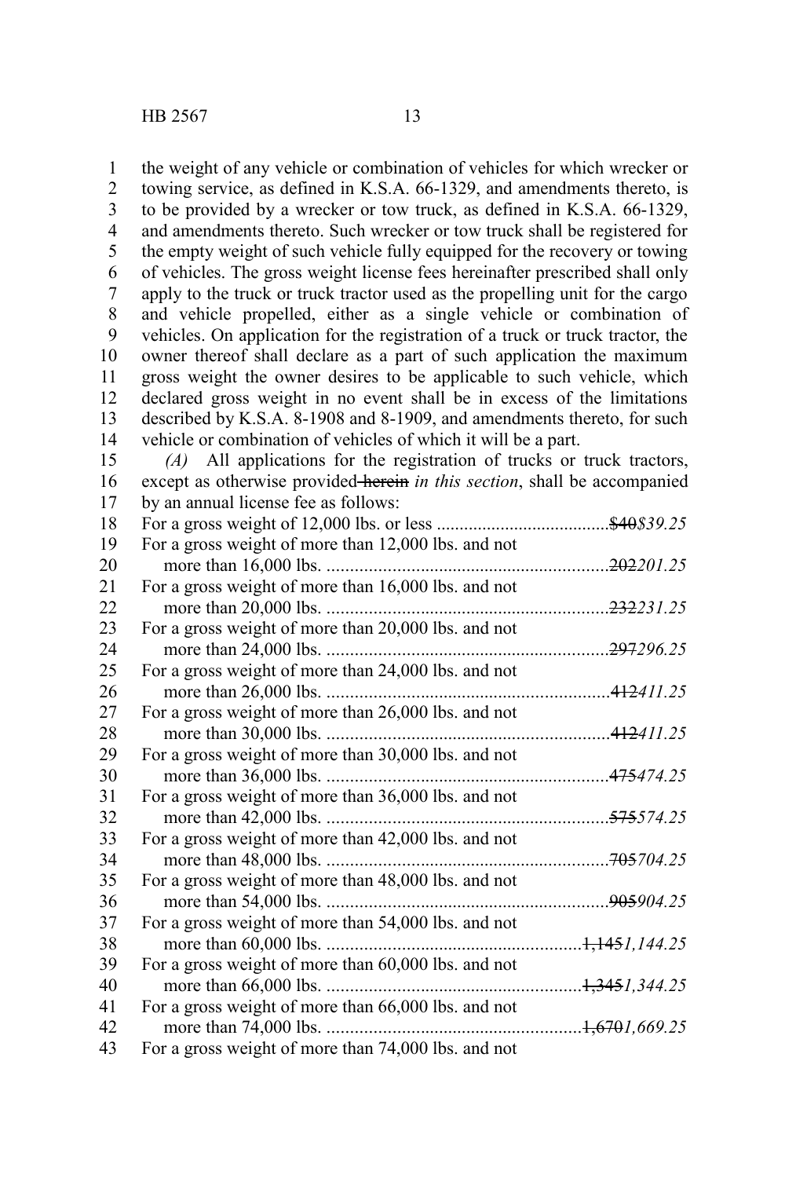the weight of any vehicle or combination of vehicles for which wrecker or towing service, as defined in K.S.A. 66-1329, and amendments thereto, is to be provided by a wrecker or tow truck, as defined in K.S.A. 66-1329, and amendments thereto. Such wrecker or tow truck shall be registered for the empty weight of such vehicle fully equipped for the recovery or towing of vehicles. The gross weight license fees hereinafter prescribed shall only apply to the truck or truck tractor used as the propelling unit for the cargo and vehicle propelled, either as a single vehicle or combination of vehicles. On application for the registration of a truck or truck tractor, the owner thereof shall declare as a part of such application the maximum gross weight the owner desires to be applicable to such vehicle, which declared gross weight in no event shall be in excess of the limitations described by K.S.A. 8-1908 and 8-1909, and amendments thereto, for such vehicle or combination of vehicles of which it will be a part.

*(A)* All applications for the registration of trucks or truck tractors, except as otherwise provided ~~herein~~ *in this section*, shall be accompanied by an annual license fee as follows:

| | |
|---|---|
| For a gross weight of 12,000 lbs. or less | ~~$40~~*$39.25* |
| For a gross weight of more than 12,000 lbs. and not more than 16,000 lbs. | ~~202~~*201.25* |
| For a gross weight of more than 16,000 lbs. and not more than 20,000 lbs. | ~~232~~*231.25* |
| For a gross weight of more than 20,000 lbs. and not more than 24,000 lbs. | ~~297~~*296.25* |
| For a gross weight of more than 24,000 lbs. and not more than 26,000 lbs. | ~~412~~*411.25* |
| For a gross weight of more than 26,000 lbs. and not more than 30,000 lbs. | ~~412~~*411.25* |
| For a gross weight of more than 30,000 lbs. and not more than 36,000 lbs. | ~~475~~*474.25* |
| For a gross weight of more than 36,000 lbs. and not more than 42,000 lbs. | ~~575~~*574.25* |
| For a gross weight of more than 42,000 lbs. and not more than 48,000 lbs. | ~~705~~*704.25* |
| For a gross weight of more than 48,000 lbs. and not more than 54,000 lbs. | ~~905~~*904.25* |
| For a gross weight of more than 54,000 lbs. and not more than 60,000 lbs. | ~~1,145~~*1,144.25* |
| For a gross weight of more than 60,000 lbs. and not more than 66,000 lbs. | ~~1,345~~*1,344.25* |
| For a gross weight of more than 66,000 lbs. and not more than 74,000 lbs. | ~~1,670~~*1,669.25* |
| For a gross weight of more than 74,000 lbs. and not | |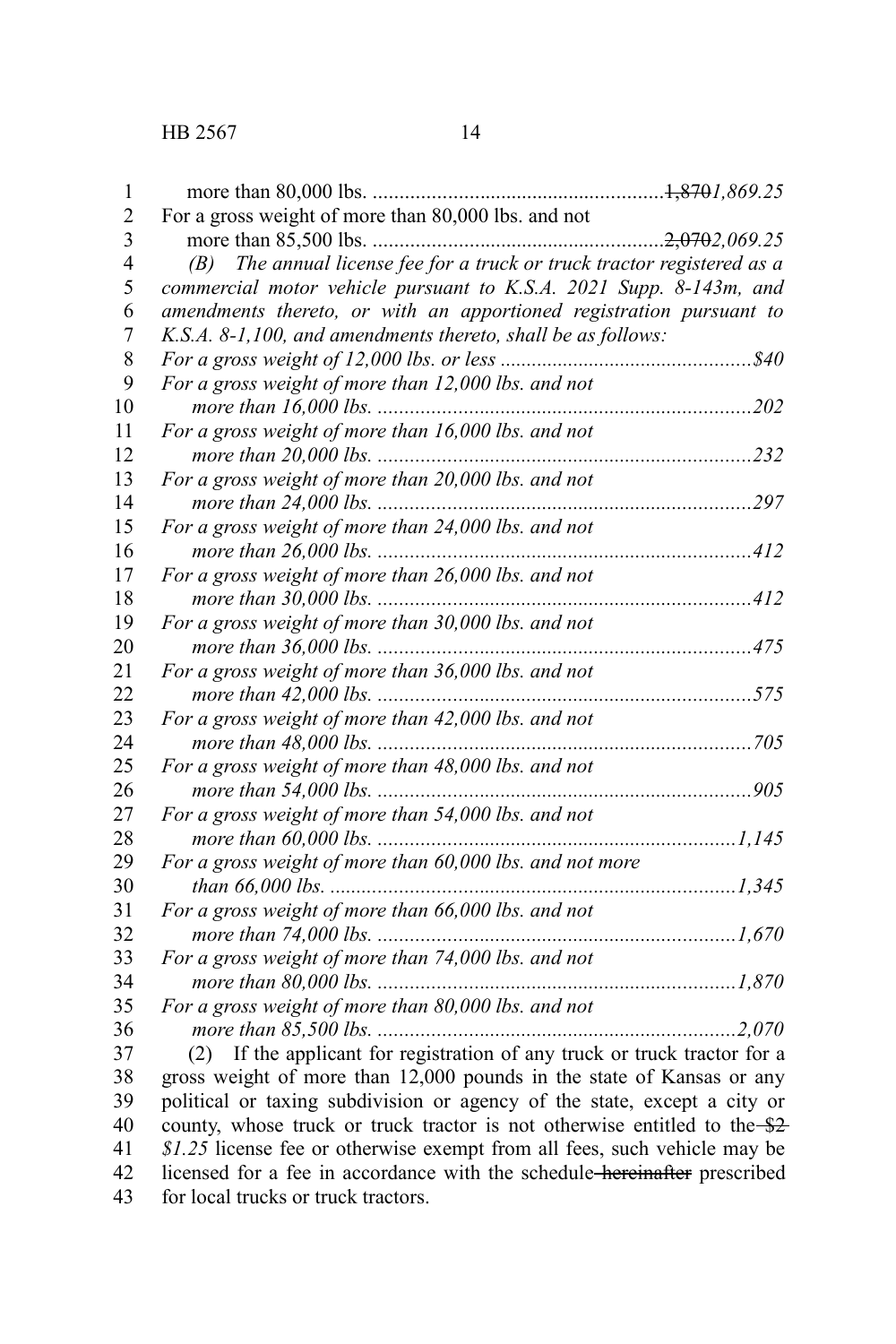more than 80,000 lbs. ....................................................~~1,870~~*1,869.25*
For a gross weight of more than 80,000 lbs. and not
more than 85,500 lbs. ....................................................~~2,070~~*2,069.25*

*(B) The annual license fee for a truck or truck tractor registered as a commercial motor vehicle pursuant to K.S.A. 2021 Supp. 8-143m, and amendments thereto, or with an apportioned registration pursuant to K.S.A. 8-1,100, and amendments thereto, shall be as follows:*

*For a gross weight of 12,000 lbs. or less ..............................................$40*
*For a gross weight of more than 12,000 lbs. and not more than 16,000 lbs. .......................................................................202*
*For a gross weight of more than 16,000 lbs. and not more than 20,000 lbs. .......................................................................232*
*For a gross weight of more than 20,000 lbs. and not more than 24,000 lbs. .......................................................................297*
*For a gross weight of more than 24,000 lbs. and not more than 26,000 lbs. .......................................................................412*
*For a gross weight of more than 26,000 lbs. and not more than 30,000 lbs. .......................................................................412*
*For a gross weight of more than 30,000 lbs. and not more than 36,000 lbs. .......................................................................475*
*For a gross weight of more than 36,000 lbs. and not more than 42,000 lbs. .......................................................................575*
*For a gross weight of more than 42,000 lbs. and not more than 48,000 lbs. .......................................................................705*
*For a gross weight of more than 48,000 lbs. and not more than 54,000 lbs. .......................................................................905*
*For a gross weight of more than 54,000 lbs. and not more than 60,000 lbs. ....................................................................1,145*
*For a gross weight of more than 60,000 lbs. and not more than 66,000 lbs. .............................................................................1,345*
*For a gross weight of more than 66,000 lbs. and not more than 74,000 lbs. ....................................................................1,670*
*For a gross weight of more than 74,000 lbs. and not more than 80,000 lbs. ....................................................................1,870*
*For a gross weight of more than 80,000 lbs. and not more than 85,500 lbs. ....................................................................2,070*

(2) If the applicant for registration of any truck or truck tractor for a gross weight of more than 12,000 pounds in the state of Kansas or any political or taxing subdivision or agency of the state, except a city or county, whose truck or truck tractor is not otherwise entitled to the ~~$2~~ *$1.25* license fee or otherwise exempt from all fees, such vehicle may be licensed for a fee in accordance with the schedule ~~hereinafter~~ prescribed for local trucks or truck tractors.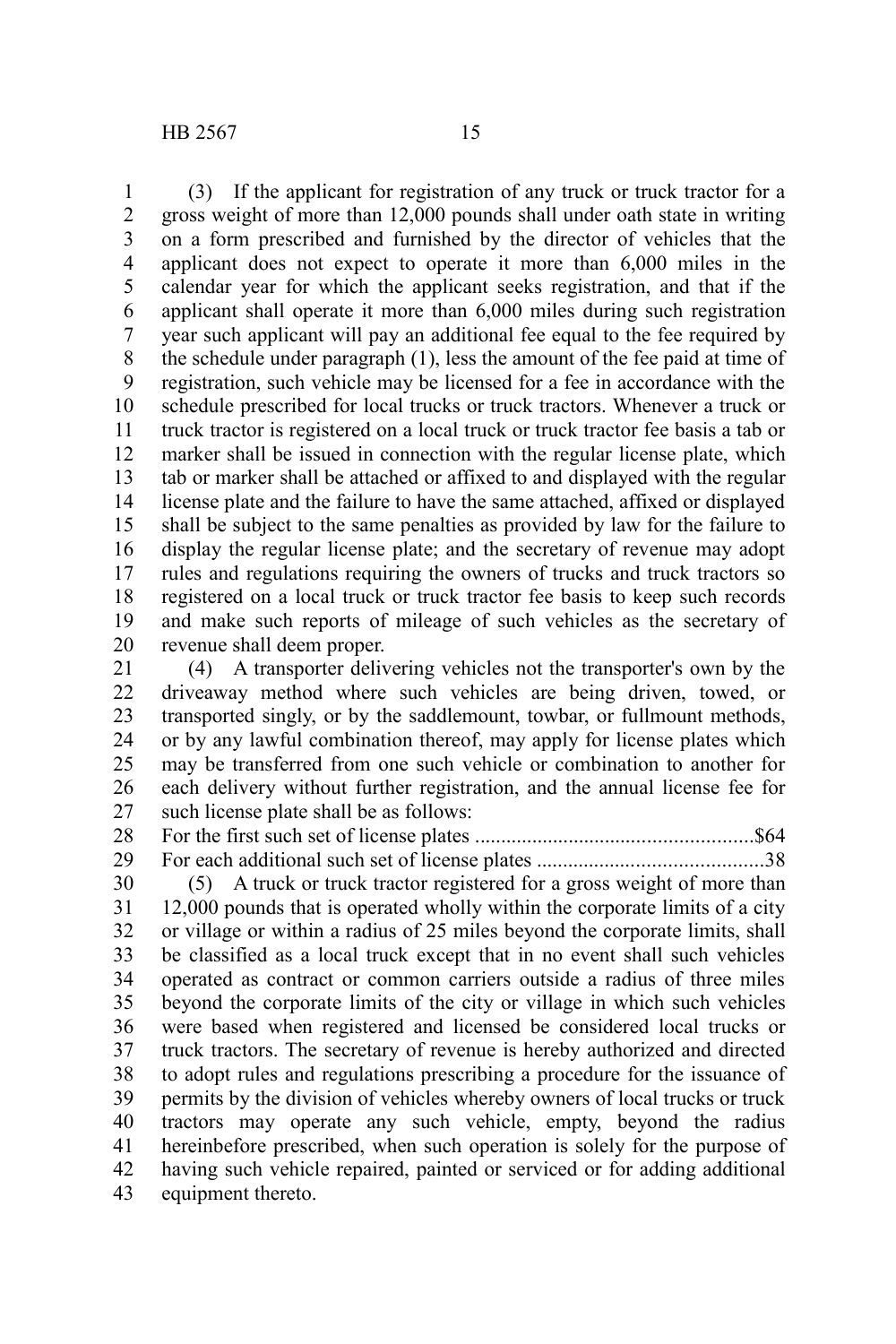(3) If the applicant for registration of any truck or truck tractor for a gross weight of more than 12,000 pounds shall under oath state in writing on a form prescribed and furnished by the director of vehicles that the applicant does not expect to operate it more than 6,000 miles in the calendar year for which the applicant seeks registration, and that if the applicant shall operate it more than 6,000 miles during such registration year such applicant will pay an additional fee equal to the fee required by the schedule under paragraph (1), less the amount of the fee paid at time of registration, such vehicle may be licensed for a fee in accordance with the schedule prescribed for local trucks or truck tractors. Whenever a truck or truck tractor is registered on a local truck or truck tractor fee basis a tab or marker shall be issued in connection with the regular license plate, which tab or marker shall be attached or affixed to and displayed with the regular license plate and the failure to have the same attached, affixed or displayed shall be subject to the same penalties as provided by law for the failure to display the regular license plate; and the secretary of revenue may adopt rules and regulations requiring the owners of trucks and truck tractors so registered on a local truck or truck tractor fee basis to keep such records and make such reports of mileage of such vehicles as the secretary of revenue shall deem proper.

(4) A transporter delivering vehicles not the transporter's own by the driveaway method where such vehicles are being driven, towed, or transported singly, or by the saddlemount, towbar, or fullmount methods, or by any lawful combination thereof, may apply for license plates which may be transferred from one such vehicle or combination to another for each delivery without further registration, and the annual license fee for such license plate shall be as follows:

For the first such set of license plates ....................................................$64
For each additional such set of license plates ..........................................38

(5) A truck or truck tractor registered for a gross weight of more than 12,000 pounds that is operated wholly within the corporate limits of a city or village or within a radius of 25 miles beyond the corporate limits, shall be classified as a local truck except that in no event shall such vehicles operated as contract or common carriers outside a radius of three miles beyond the corporate limits of the city or village in which such vehicles were based when registered and licensed be considered local trucks or truck tractors. The secretary of revenue is hereby authorized and directed to adopt rules and regulations prescribing a procedure for the issuance of permits by the division of vehicles whereby owners of local trucks or truck tractors may operate any such vehicle, empty, beyond the radius hereinbefore prescribed, when such operation is solely for the purpose of having such vehicle repaired, painted or serviced or for adding additional equipment thereto.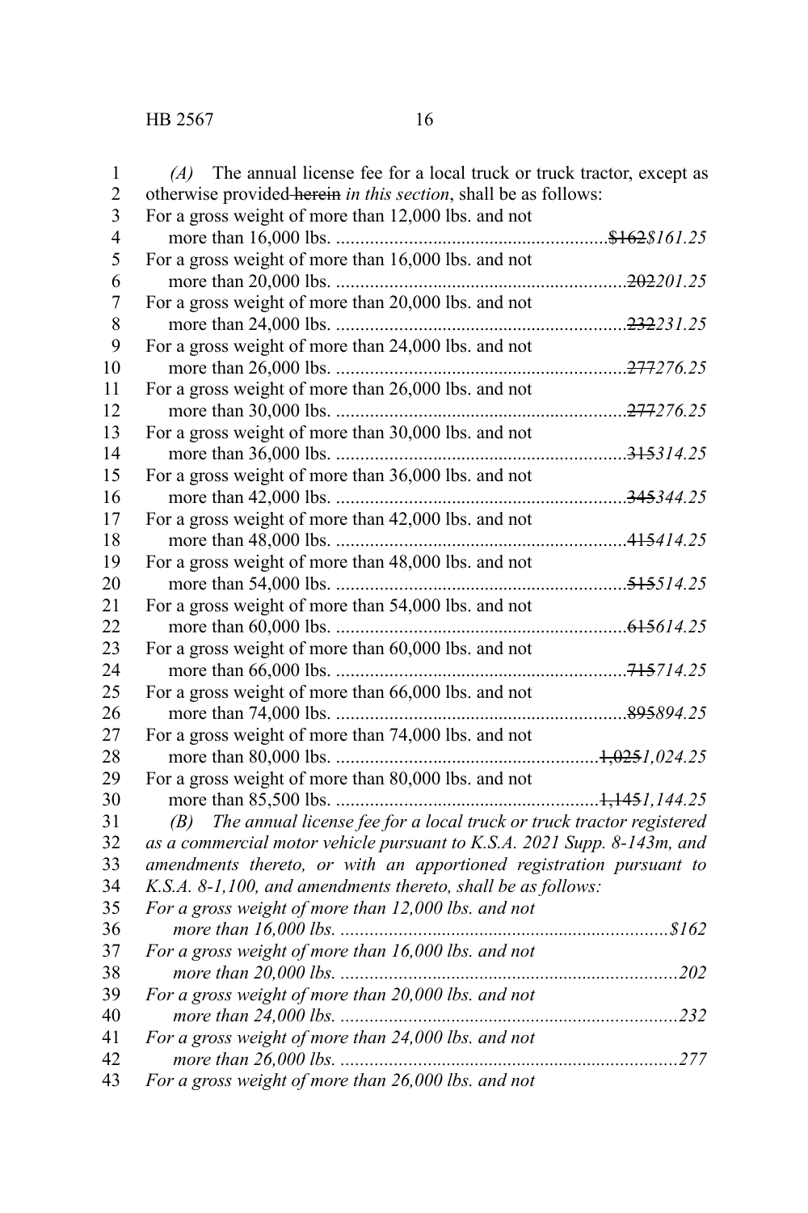*(A)* The annual license fee for a local truck or truck tractor, except as otherwise provided ~~herein~~ *in this section*, shall be as follows:

For a gross weight of more than 12,000 lbs. and not more than 16,000 lbs. .......................................................~~$162~~*$161.25*

For a gross weight of more than 16,000 lbs. and not more than 20,000 lbs. .......................................................~~202~~*201.25*

For a gross weight of more than 20,000 lbs. and not more than 24,000 lbs. .......................................................~~232~~*231.25*

For a gross weight of more than 24,000 lbs. and not more than 26,000 lbs. .......................................................~~277~~*276.25*

For a gross weight of more than 26,000 lbs. and not more than 30,000 lbs. .......................................................~~277~~*276.25*

For a gross weight of more than 30,000 lbs. and not more than 36,000 lbs. .......................................................~~315~~*314.25*

For a gross weight of more than 36,000 lbs. and not more than 42,000 lbs. .......................................................~~345~~*344.25*

For a gross weight of more than 42,000 lbs. and not more than 48,000 lbs. .......................................................~~415~~*414.25*

For a gross weight of more than 48,000 lbs. and not more than 54,000 lbs. .......................................................~~515~~*514.25*

For a gross weight of more than 54,000 lbs. and not more than 60,000 lbs. .......................................................~~615~~*614.25*

For a gross weight of more than 60,000 lbs. and not more than 66,000 lbs. .......................................................~~715~~*714.25*

For a gross weight of more than 66,000 lbs. and not more than 74,000 lbs. .......................................................~~895~~*894.25*

For a gross weight of more than 74,000 lbs. and not more than 80,000 lbs. .......................................................~~1,025~~*1,024.25*

For a gross weight of more than 80,000 lbs. and not more than 85,500 lbs. .......................................................~~1,145~~*1,144.25*

*(B) The annual license fee for a local truck or truck tractor registered as a commercial motor vehicle pursuant to K.S.A. 2021 Supp. 8-143m, and amendments thereto, or with an apportioned registration pursuant to K.S.A. 8-1,100, and amendments thereto, shall be as follows:*

*For a gross weight of more than 12,000 lbs. and not more than 16,000 lbs. .......................................................$162*

*For a gross weight of more than 16,000 lbs. and not more than 20,000 lbs. .......................................................202*

*For a gross weight of more than 20,000 lbs. and not more than 24,000 lbs. .......................................................232*

*For a gross weight of more than 24,000 lbs. and not more than 26,000 lbs. .......................................................277*

*For a gross weight of more than 26,000 lbs. and not*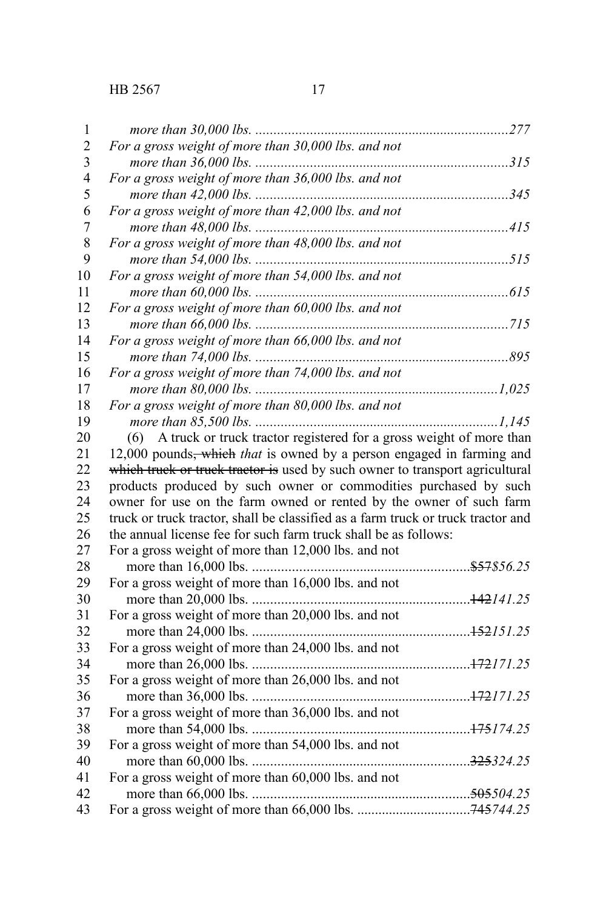*more than 30,000 lbs. .......................................................................277*
*For a gross weight of more than 30,000 lbs. and not*
*more than 36,000 lbs. .......................................................................315*
*For a gross weight of more than 36,000 lbs. and not*
*more than 42,000 lbs. .......................................................................345*
*For a gross weight of more than 42,000 lbs. and not*
*more than 48,000 lbs. .......................................................................415*
*For a gross weight of more than 48,000 lbs. and not*
*more than 54,000 lbs. .......................................................................515*
*For a gross weight of more than 54,000 lbs. and not*
*more than 60,000 lbs. .......................................................................615*
*For a gross weight of more than 60,000 lbs. and not*
*more than 66,000 lbs. .......................................................................715*
*For a gross weight of more than 66,000 lbs. and not*
*more than 74,000 lbs. .......................................................................895*
*For a gross weight of more than 74,000 lbs. and not*
*more than 80,000 lbs. ....................................................................1,025*
*For a gross weight of more than 80,000 lbs. and not*
*more than 85,500 lbs. ....................................................................1,145*

(6) A truck or truck tractor registered for a gross weight of more than 12,000 pounds~~, which~~ *that* is owned by a person engaged in farming and ~~which truck or truck tractor is~~ used by such owner to transport agricultural products produced by such owner or commodities purchased by such owner for use on the farm owned or rented by the owner of such farm truck or truck tractor, shall be classified as a farm truck or truck tractor and the annual license fee for such farm truck shall be as follows:

For a gross weight of more than 12,000 lbs. and not
more than 16,000 lbs. ............................................................~~$57~~*$56.25*
For a gross weight of more than 16,000 lbs. and not
more than 20,000 lbs. ............................................................~~142~~*141.25*
For a gross weight of more than 20,000 lbs. and not
more than 24,000 lbs. ............................................................~~152~~*151.25*
For a gross weight of more than 24,000 lbs. and not
more than 26,000 lbs. ............................................................~~172~~*171.25*
For a gross weight of more than 26,000 lbs. and not
more than 36,000 lbs. ............................................................~~172~~*171.25*
For a gross weight of more than 36,000 lbs. and not
more than 54,000 lbs. ............................................................~~175~~*174.25*
For a gross weight of more than 54,000 lbs. and not
more than 60,000 lbs. ............................................................~~325~~*324.25*
For a gross weight of more than 60,000 lbs. and not
more than 66,000 lbs. ............................................................~~505~~*504.25*
For a gross weight of more than 66,000 lbs. ...............................~~745~~*744.25*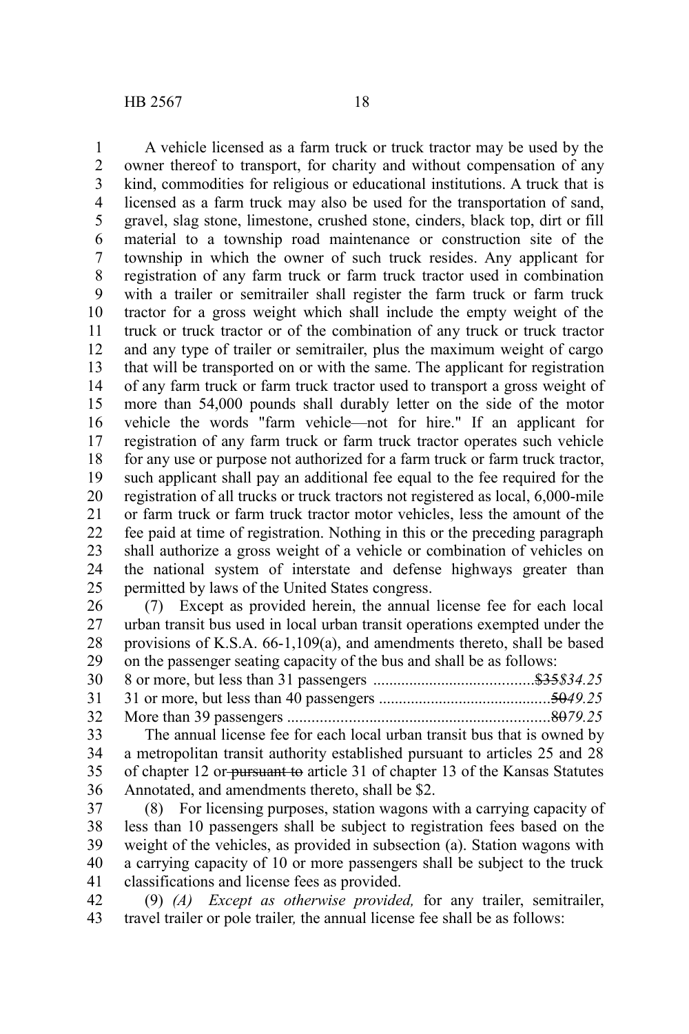A vehicle licensed as a farm truck or truck tractor may be used by the owner thereof to transport, for charity and without compensation of any kind, commodities for religious or educational institutions. A truck that is licensed as a farm truck may also be used for the transportation of sand, gravel, slag stone, limestone, crushed stone, cinders, black top, dirt or fill material to a township road maintenance or construction site of the township in which the owner of such truck resides. Any applicant for registration of any farm truck or farm truck tractor used in combination with a trailer or semitrailer shall register the farm truck or farm truck tractor for a gross weight which shall include the empty weight of the truck or truck tractor or of the combination of any truck or truck tractor and any type of trailer or semitrailer, plus the maximum weight of cargo that will be transported on or with the same. The applicant for registration of any farm truck or farm truck tractor used to transport a gross weight of more than 54,000 pounds shall durably letter on the side of the motor vehicle the words "farm vehicle—not for hire." If an applicant for registration of any farm truck or farm truck tractor operates such vehicle for any use or purpose not authorized for a farm truck or farm truck tractor, such applicant shall pay an additional fee equal to the fee required for the registration of all trucks or truck tractors not registered as local, 6,000-mile or farm truck or farm truck tractor motor vehicles, less the amount of the fee paid at time of registration. Nothing in this or the preceding paragraph shall authorize a gross weight of a vehicle or combination of vehicles on the national system of interstate and defense highways greater than permitted by laws of the United States congress.

(7) Except as provided herein, the annual license fee for each local urban transit bus used in local urban transit operations exempted under the provisions of K.S.A. 66-1,109(a), and amendments thereto, shall be based on the passenger seating capacity of the bus and shall be as follows:

8 or more, but less than 31 passengers ........................................~~$35~~*$34.25*
31 or more, but less than 40 passengers ...........................................~~50~~*49.25*
More than 39 passengers .................................................................~~80~~*79.25*

The annual license fee for each local urban transit bus that is owned by a metropolitan transit authority established pursuant to articles 25 and 28 of chapter 12 or ~~pursuant to~~ article 31 of chapter 13 of the Kansas Statutes Annotated, and amendments thereto, shall be $2.

(8) For licensing purposes, station wagons with a carrying capacity of less than 10 passengers shall be subject to registration fees based on the weight of the vehicles, as provided in subsection (a). Station wagons with a carrying capacity of 10 or more passengers shall be subject to the truck classifications and license fees as provided.

(9) *(A) Except as otherwise provided,* for any trailer, semitrailer, travel trailer or pole trailer*,* the annual license fee shall be as follows: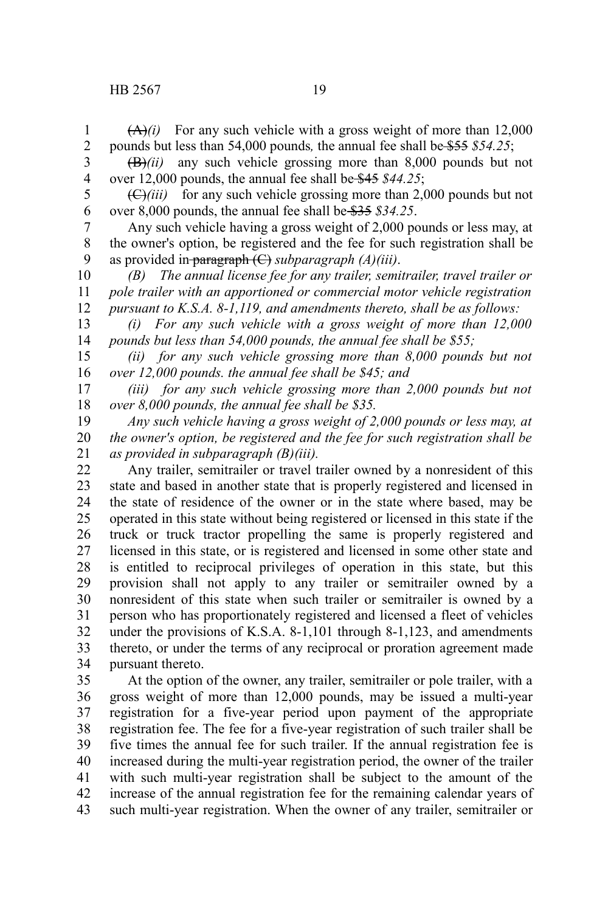~~(A)~~*(i)* For any such vehicle with a gross weight of more than 12,000 pounds but less than 54,000 pounds*,* the annual fee shall be ~~$55~~ *$54.25*;

~~(B)~~*(ii)* any such vehicle grossing more than 8,000 pounds but not over 12,000 pounds, the annual fee shall be ~~$45~~ *$44.25*;

~~(C)~~*(iii)* for any such vehicle grossing more than 2,000 pounds but not over 8,000 pounds, the annual fee shall be ~~$35~~ *$34.25*.

Any such vehicle having a gross weight of 2,000 pounds or less may, at the owner's option, be registered and the fee for such registration shall be as provided in ~~paragraph (C)~~ *subparagraph (A)(iii)*.

*(B) The annual license fee for any trailer, semitrailer, travel trailer or pole trailer with an apportioned or commercial motor vehicle registration pursuant to K.S.A. 8-1,119, and amendments thereto, shall be as follows:*

*(i) For any such vehicle with a gross weight of more than 12,000 pounds but less than 54,000 pounds, the annual fee shall be $55;*

*(ii) for any such vehicle grossing more than 8,000 pounds but not over 12,000 pounds. the annual fee shall be $45; and*

*(iii) for any such vehicle grossing more than 2,000 pounds but not over 8,000 pounds, the annual fee shall be $35.*

*Any such vehicle having a gross weight of 2,000 pounds or less may, at the owner's option, be registered and the fee for such registration shall be as provided in subparagraph (B)(iii).*

Any trailer, semitrailer or travel trailer owned by a nonresident of this state and based in another state that is properly registered and licensed in the state of residence of the owner or in the state where based, may be operated in this state without being registered or licensed in this state if the truck or truck tractor propelling the same is properly registered and licensed in this state, or is registered and licensed in some other state and is entitled to reciprocal privileges of operation in this state, but this provision shall not apply to any trailer or semitrailer owned by a nonresident of this state when such trailer or semitrailer is owned by a person who has proportionately registered and licensed a fleet of vehicles under the provisions of K.S.A. 8-1,101 through 8-1,123, and amendments thereto, or under the terms of any reciprocal or proration agreement made pursuant thereto.

At the option of the owner, any trailer, semitrailer or pole trailer, with a gross weight of more than 12,000 pounds, may be issued a multi-year registration for a five-year period upon payment of the appropriate registration fee. The fee for a five-year registration of such trailer shall be five times the annual fee for such trailer. If the annual registration fee is increased during the multi-year registration period, the owner of the trailer with such multi-year registration shall be subject to the amount of the increase of the annual registration fee for the remaining calendar years of such multi-year registration. When the owner of any trailer, semitrailer or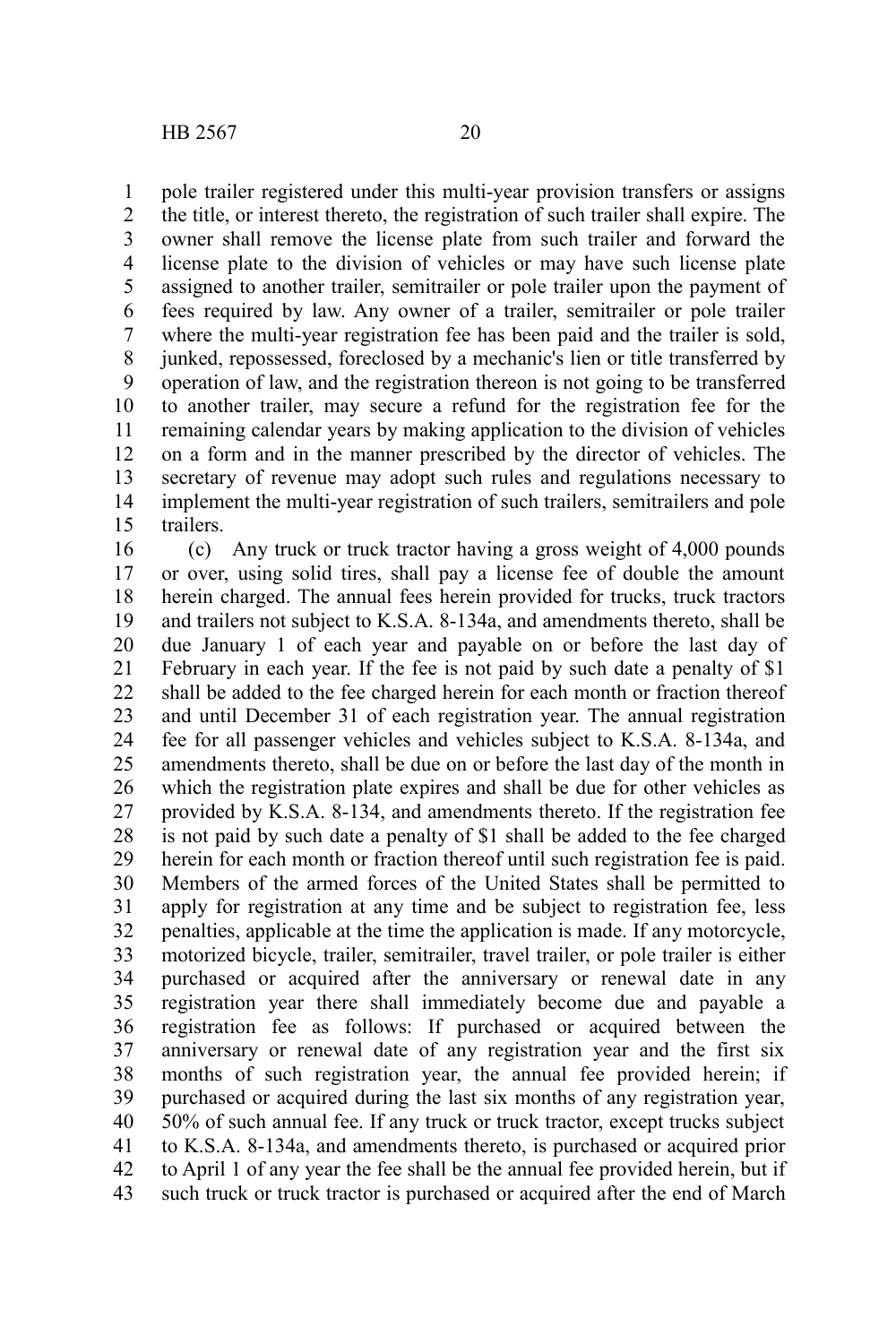pole trailer registered under this multi-year provision transfers or assigns the title, or interest thereto, the registration of such trailer shall expire. The owner shall remove the license plate from such trailer and forward the license plate to the division of vehicles or may have such license plate assigned to another trailer, semitrailer or pole trailer upon the payment of fees required by law. Any owner of a trailer, semitrailer or pole trailer where the multi-year registration fee has been paid and the trailer is sold, junked, repossessed, foreclosed by a mechanic's lien or title transferred by operation of law, and the registration thereon is not going to be transferred to another trailer, may secure a refund for the registration fee for the remaining calendar years by making application to the division of vehicles on a form and in the manner prescribed by the director of vehicles. The secretary of revenue may adopt such rules and regulations necessary to implement the multi-year registration of such trailers, semitrailers and pole trailers.

(c) Any truck or truck tractor having a gross weight of 4,000 pounds or over, using solid tires, shall pay a license fee of double the amount herein charged. The annual fees herein provided for trucks, truck tractors and trailers not subject to K.S.A. 8-134a, and amendments thereto, shall be due January 1 of each year and payable on or before the last day of February in each year. If the fee is not paid by such date a penalty of $1 shall be added to the fee charged herein for each month or fraction thereof and until December 31 of each registration year. The annual registration fee for all passenger vehicles and vehicles subject to K.S.A. 8-134a, and amendments thereto, shall be due on or before the last day of the month in which the registration plate expires and shall be due for other vehicles as provided by K.S.A. 8-134, and amendments thereto. If the registration fee is not paid by such date a penalty of $1 shall be added to the fee charged herein for each month or fraction thereof until such registration fee is paid. Members of the armed forces of the United States shall be permitted to apply for registration at any time and be subject to registration fee, less penalties, applicable at the time the application is made. If any motorcycle, motorized bicycle, trailer, semitrailer, travel trailer, or pole trailer is either purchased or acquired after the anniversary or renewal date in any registration year there shall immediately become due and payable a registration fee as follows: If purchased or acquired between the anniversary or renewal date of any registration year and the first six months of such registration year, the annual fee provided herein; if purchased or acquired during the last six months of any registration year, 50% of such annual fee. If any truck or truck tractor, except trucks subject to K.S.A. 8-134a, and amendments thereto, is purchased or acquired prior to April 1 of any year the fee shall be the annual fee provided herein, but if such truck or truck tractor is purchased or acquired after the end of March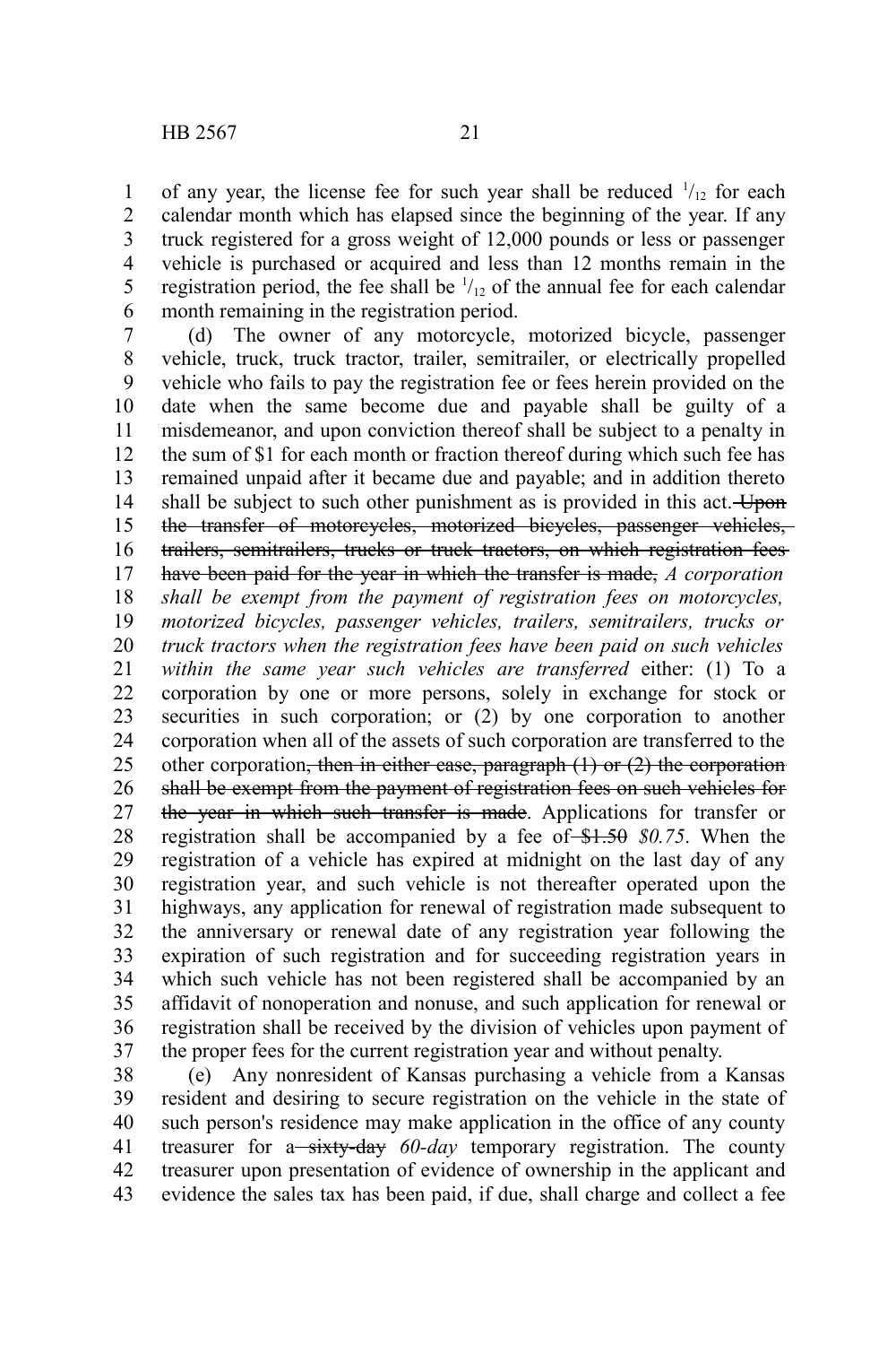of any year, the license fee for such year shall be reduced $^1/_{12}$ for each calendar month which has elapsed since the beginning of the year. If any truck registered for a gross weight of 12,000 pounds or less or passenger vehicle is purchased or acquired and less than 12 months remain in the registration period, the fee shall be $^1/_{12}$ of the annual fee for each calendar month remaining in the registration period.

(d) The owner of any motorcycle, motorized bicycle, passenger vehicle, truck, truck tractor, trailer, semitrailer, or electrically propelled vehicle who fails to pay the registration fee or fees herein provided on the date when the same become due and payable shall be guilty of a misdemeanor, and upon conviction thereof shall be subject to a penalty in the sum of $1 for each month or fraction thereof during which such fee has remained unpaid after it became due and payable; and in addition thereto shall be subject to such other punishment as is provided in this act. ~~Upon the transfer of motorcycles, motorized bicycles, passenger vehicles, trailers, semitrailers, trucks or truck tractors, on which registration fees have been paid for the year in which the transfer is made,~~ *A corporation shall be exempt from the payment of registration fees on motorcycles, motorized bicycles, passenger vehicles, trailers, semitrailers, trucks or truck tractors when the registration fees have been paid on such vehicles within the same year such vehicles are transferred* either: (1) To a corporation by one or more persons, solely in exchange for stock or securities in such corporation; or (2) by one corporation to another corporation when all of the assets of such corporation are transferred to the other corporation~~, then in either case, paragraph (1) or (2) the corporation shall be exempt from the payment of registration fees on such vehicles for the year in which such transfer is made~~. Applications for transfer or registration shall be accompanied by a fee of ~~$1.50~~ *$0.75*. When the registration of a vehicle has expired at midnight on the last day of any registration year, and such vehicle is not thereafter operated upon the highways, any application for renewal of registration made subsequent to the anniversary or renewal date of any registration year following the expiration of such registration and for succeeding registration years in which such vehicle has not been registered shall be accompanied by an affidavit of nonoperation and nonuse, and such application for renewal or registration shall be received by the division of vehicles upon payment of the proper fees for the current registration year and without penalty.

(e) Any nonresident of Kansas purchasing a vehicle from a Kansas resident and desiring to secure registration on the vehicle in the state of such person's residence may make application in the office of any county treasurer for a ~~sixty-day~~ *60-day* temporary registration. The county treasurer upon presentation of evidence of ownership in the applicant and evidence the sales tax has been paid, if due, shall charge and collect a fee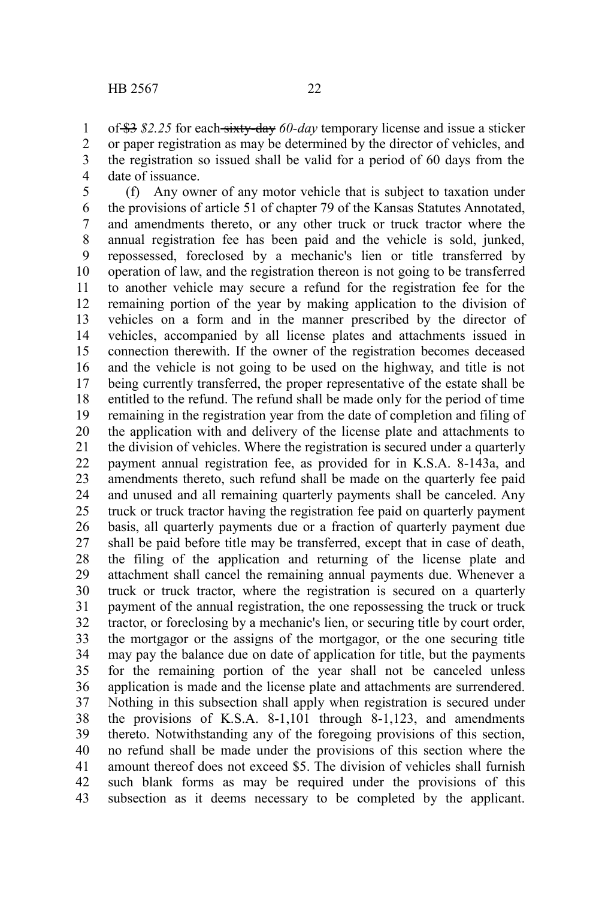of ~~$3~~ *$2.25* for each ~~sixty-day~~ *60-day* temporary license and issue a sticker or paper registration as may be determined by the director of vehicles, and the registration so issued shall be valid for a period of 60 days from the date of issuance.

(f) Any owner of any motor vehicle that is subject to taxation under the provisions of article 51 of chapter 79 of the Kansas Statutes Annotated, and amendments thereto, or any other truck or truck tractor where the annual registration fee has been paid and the vehicle is sold, junked, repossessed, foreclosed by a mechanic's lien or title transferred by operation of law, and the registration thereon is not going to be transferred to another vehicle may secure a refund for the registration fee for the remaining portion of the year by making application to the division of vehicles on a form and in the manner prescribed by the director of vehicles, accompanied by all license plates and attachments issued in connection therewith. If the owner of the registration becomes deceased and the vehicle is not going to be used on the highway, and title is not being currently transferred, the proper representative of the estate shall be entitled to the refund. The refund shall be made only for the period of time remaining in the registration year from the date of completion and filing of the application with and delivery of the license plate and attachments to the division of vehicles. Where the registration is secured under a quarterly payment annual registration fee, as provided for in K.S.A. 8-143a, and amendments thereto, such refund shall be made on the quarterly fee paid and unused and all remaining quarterly payments shall be canceled. Any truck or truck tractor having the registration fee paid on quarterly payment basis, all quarterly payments due or a fraction of quarterly payment due shall be paid before title may be transferred, except that in case of death, the filing of the application and returning of the license plate and attachment shall cancel the remaining annual payments due. Whenever a truck or truck tractor, where the registration is secured on a quarterly payment of the annual registration, the one repossessing the truck or truck tractor, or foreclosing by a mechanic's lien, or securing title by court order, the mortgagor or the assigns of the mortgagor, or the one securing title may pay the balance due on date of application for title, but the payments for the remaining portion of the year shall not be canceled unless application is made and the license plate and attachments are surrendered. Nothing in this subsection shall apply when registration is secured under the provisions of K.S.A. 8-1,101 through 8-1,123, and amendments thereto. Notwithstanding any of the foregoing provisions of this section, no refund shall be made under the provisions of this section where the amount thereof does not exceed $5. The division of vehicles shall furnish such blank forms as may be required under the provisions of this subsection as it deems necessary to be completed by the applicant.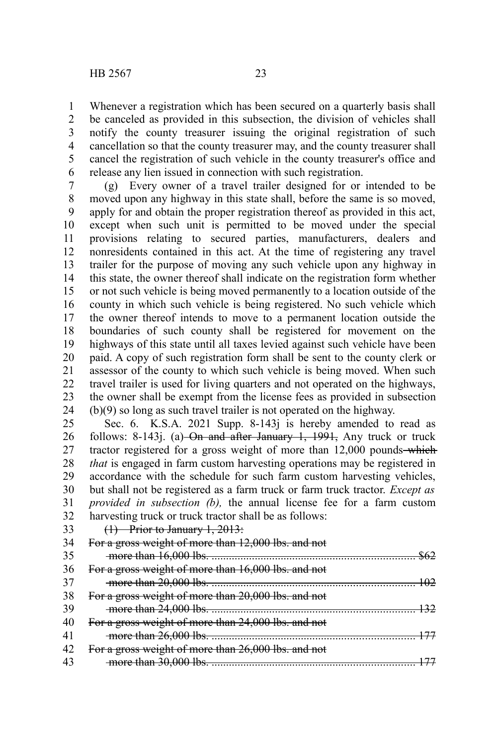Whenever a registration which has been secured on a quarterly basis shall be canceled as provided in this subsection, the division of vehicles shall notify the county treasurer issuing the original registration of such cancellation so that the county treasurer may, and the county treasurer shall cancel the registration of such vehicle in the county treasurer's office and release any lien issued in connection with such registration.

(g) Every owner of a travel trailer designed for or intended to be moved upon any highway in this state shall, before the same is so moved, apply for and obtain the proper registration thereof as provided in this act, except when such unit is permitted to be moved under the special provisions relating to secured parties, manufacturers, dealers and nonresidents contained in this act. At the time of registering any travel trailer for the purpose of moving any such vehicle upon any highway in this state, the owner thereof shall indicate on the registration form whether or not such vehicle is being moved permanently to a location outside of the county in which such vehicle is being registered. No such vehicle which the owner thereof intends to move to a permanent location outside the boundaries of such county shall be registered for movement on the highways of this state until all taxes levied against such vehicle have been paid. A copy of such registration form shall be sent to the county clerk or assessor of the county to which such vehicle is being moved. When such travel trailer is used for living quarters and not operated on the highways, the owner shall be exempt from the license fees as provided in subsection (b)(9) so long as such travel trailer is not operated on the highway.

Sec. 6. K.S.A. 2021 Supp. 8-143j is hereby amended to read as follows: 8-143j. (a) ~~On and after January 1, 1991,~~ Any truck or truck tractor registered for a gross weight of more than 12,000 pounds ~~which~~ *that* is engaged in farm custom harvesting operations may be registered in accordance with the schedule for such farm custom harvesting vehicles, but shall not be registered as a farm truck or farm truck tractor. *Except as provided in subsection (b),* the annual license fee for a farm custom harvesting truck or truck tractor shall be as follows:

~~(1) Prior to January 1, 2013:~~

~~For a gross weight of more than 12,000 lbs. and not more than 16,000 lbs. .......... $62~~

~~For a gross weight of more than 16,000 lbs. and not more than 20,000 lbs. .......... 102~~

~~For a gross weight of more than 20,000 lbs. and not more than 24,000 lbs. .......... 132~~

~~For a gross weight of more than 24,000 lbs. and not more than 26,000 lbs. .......... 177~~

~~For a gross weight of more than 26,000 lbs. and not more than 30,000 lbs. .......... 177~~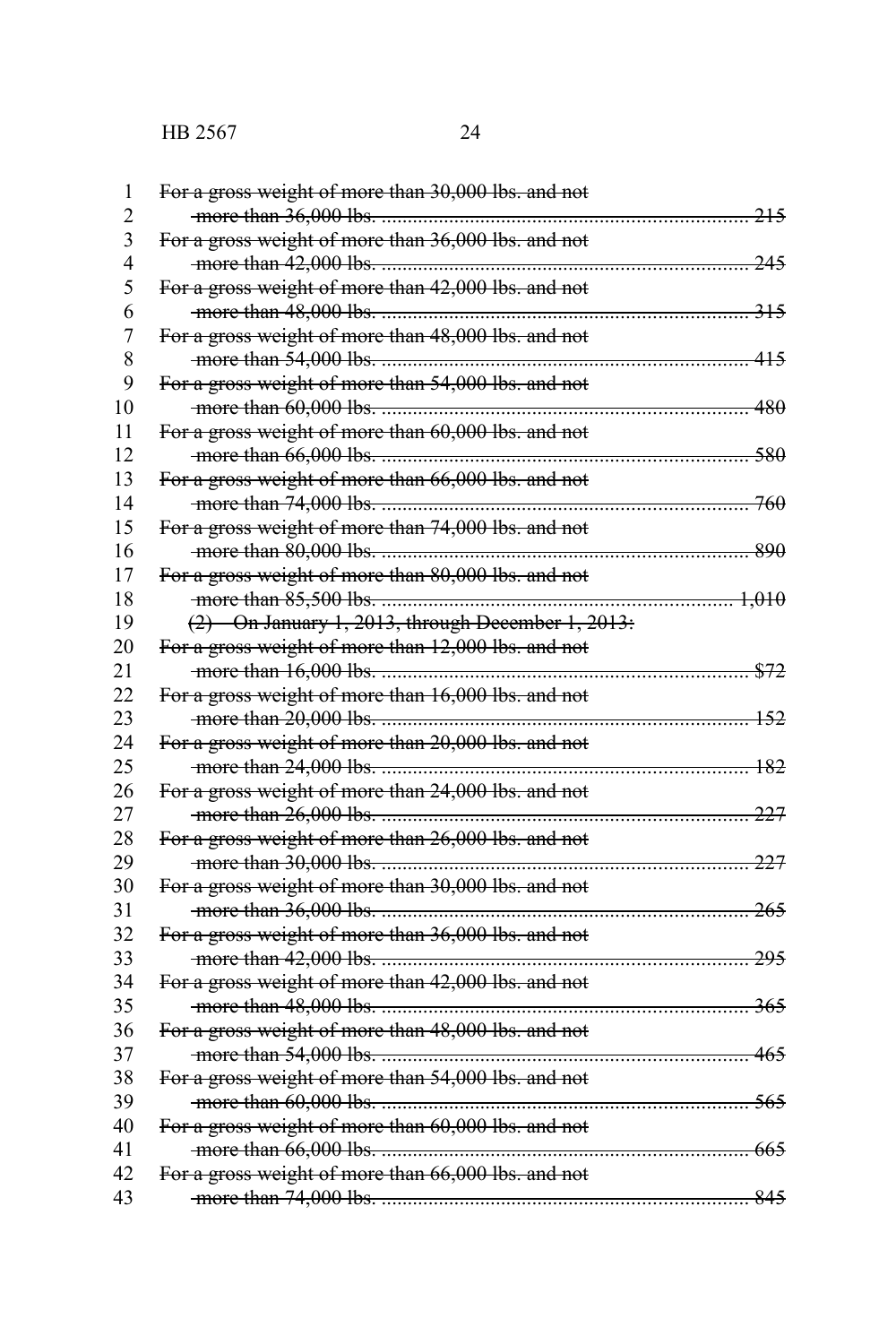~~For a gross weight of more than 30,000 lbs. and not more than 36,000 lbs. .............................................................. 215~~
~~For a gross weight of more than 36,000 lbs. and not more than 42,000 lbs. .............................................................. 245~~
~~For a gross weight of more than 42,000 lbs. and not more than 48,000 lbs. .............................................................. 315~~
~~For a gross weight of more than 48,000 lbs. and not more than 54,000 lbs. .............................................................. 415~~
~~For a gross weight of more than 54,000 lbs. and not more than 60,000 lbs. .............................................................. 480~~
~~For a gross weight of more than 60,000 lbs. and not more than 66,000 lbs. .............................................................. 580~~
~~For a gross weight of more than 66,000 lbs. and not more than 74,000 lbs. .............................................................. 760~~
~~For a gross weight of more than 74,000 lbs. and not more than 80,000 lbs. .............................................................. 890~~
~~For a gross weight of more than 80,000 lbs. and not more than 85,500 lbs. .............................................................. 1,010~~

~~(2) On January 1, 2013, through December 1, 2013:~~

~~For a gross weight of more than 12,000 lbs. and not more than 16,000 lbs. .............................................................. $72~~
~~For a gross weight of more than 16,000 lbs. and not more than 20,000 lbs. .............................................................. 152~~
~~For a gross weight of more than 20,000 lbs. and not more than 24,000 lbs. .............................................................. 182~~
~~For a gross weight of more than 24,000 lbs. and not more than 26,000 lbs. .............................................................. 227~~
~~For a gross weight of more than 26,000 lbs. and not more than 30,000 lbs. .............................................................. 227~~
~~For a gross weight of more than 30,000 lbs. and not more than 36,000 lbs. .............................................................. 265~~
~~For a gross weight of more than 36,000 lbs. and not more than 42,000 lbs. .............................................................. 295~~
~~For a gross weight of more than 42,000 lbs. and not more than 48,000 lbs. .............................................................. 365~~
~~For a gross weight of more than 48,000 lbs. and not more than 54,000 lbs. .............................................................. 465~~
~~For a gross weight of more than 54,000 lbs. and not more than 60,000 lbs. .............................................................. 565~~
~~For a gross weight of more than 60,000 lbs. and not more than 66,000 lbs. .............................................................. 665~~
~~For a gross weight of more than 66,000 lbs. and not more than 74,000 lbs. .............................................................. 845~~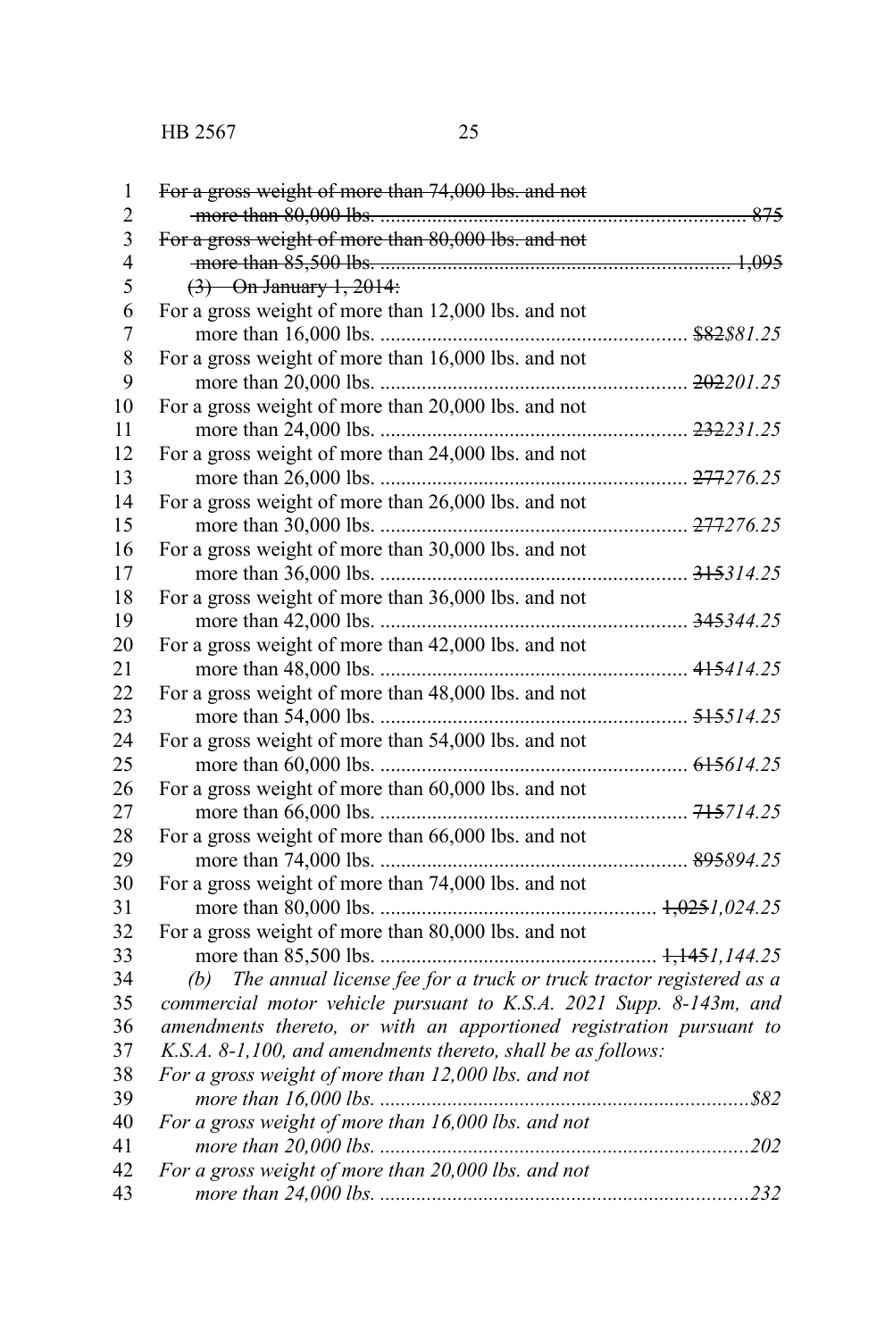~~For a gross weight of more than 74,000 lbs. and not more than 80,000 lbs. ........................................................................ 875~~
~~For a gross weight of more than 80,000 lbs. and not more than 85,500 lbs. ........................................................................ 1,095~~
~~(3) On January 1, 2014:~~
For a gross weight of more than 12,000 lbs. and not more than 16,000 lbs. ........................................................ ~~$82~~*$81.25*
For a gross weight of more than 16,000 lbs. and not more than 20,000 lbs. ........................................................ ~~202~~*201.25*
For a gross weight of more than 20,000 lbs. and not more than 24,000 lbs. ........................................................ ~~232~~*231.25*
For a gross weight of more than 24,000 lbs. and not more than 26,000 lbs. ........................................................ ~~277~~*276.25*
For a gross weight of more than 26,000 lbs. and not more than 30,000 lbs. ........................................................ ~~277~~*276.25*
For a gross weight of more than 30,000 lbs. and not more than 36,000 lbs. ........................................................ ~~315~~*314.25*
For a gross weight of more than 36,000 lbs. and not more than 42,000 lbs. ........................................................ ~~345~~*344.25*
For a gross weight of more than 42,000 lbs. and not more than 48,000 lbs. ........................................................ ~~415~~*414.25*
For a gross weight of more than 48,000 lbs. and not more than 54,000 lbs. ........................................................ ~~515~~*514.25*
For a gross weight of more than 54,000 lbs. and not more than 60,000 lbs. ........................................................ ~~615~~*614.25*
For a gross weight of more than 60,000 lbs. and not more than 66,000 lbs. ........................................................ ~~715~~*714.25*
For a gross weight of more than 66,000 lbs. and not more than 74,000 lbs. ........................................................ ~~895~~*894.25*
For a gross weight of more than 74,000 lbs. and not more than 80,000 lbs. ................................................... ~~1,025~~*1,024.25*
For a gross weight of more than 80,000 lbs. and not more than 85,500 lbs. ................................................... ~~1,145~~*1,144.25*

*(b) The annual license fee for a truck or truck tractor registered as a commercial motor vehicle pursuant to K.S.A. 2021 Supp. 8-143m, and amendments thereto, or with an apportioned registration pursuant to K.S.A. 8-1,100, and amendments thereto, shall be as follows:*
*For a gross weight of more than 12,000 lbs. and not more than 16,000 lbs. ......................................................................$82*
*For a gross weight of more than 16,000 lbs. and not more than 20,000 lbs. ......................................................................202*
*For a gross weight of more than 20,000 lbs. and not more than 24,000 lbs. ......................................................................232*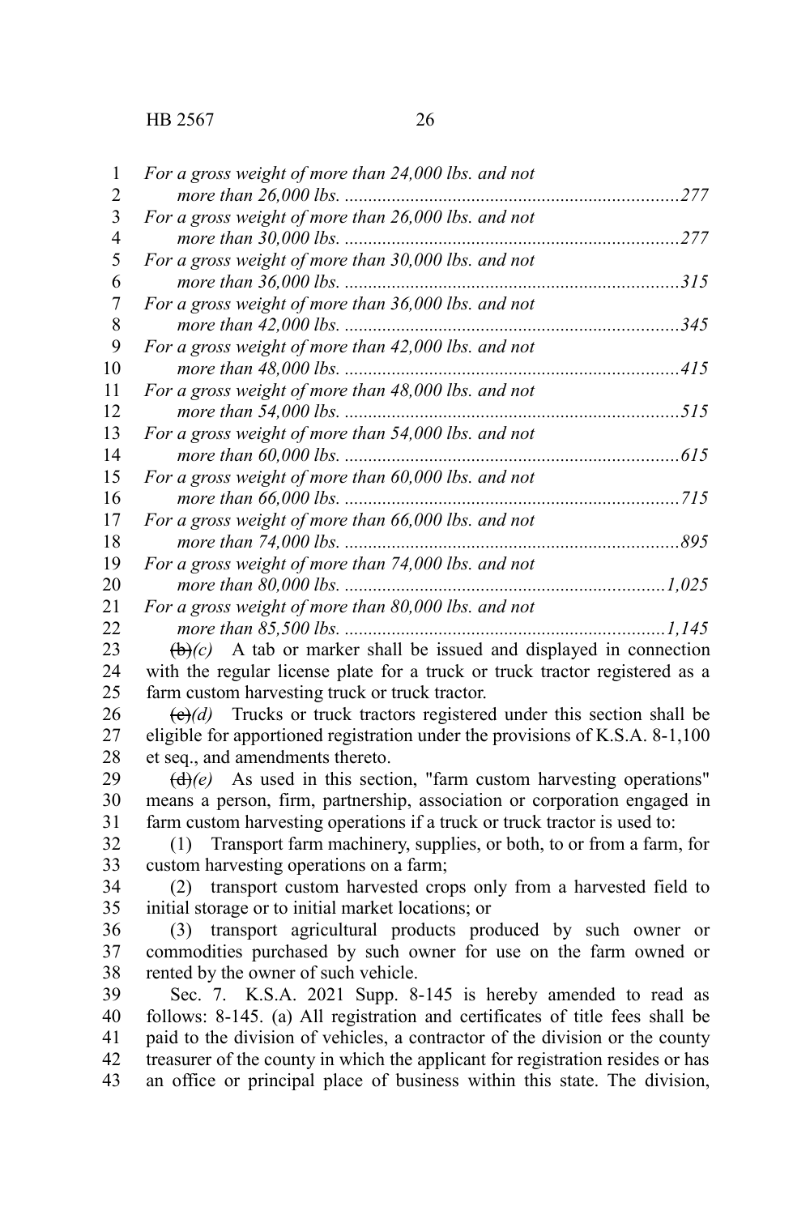*For a gross weight of more than 24,000 lbs. and not more than 26,000 lbs. .......................................................................277*

*For a gross weight of more than 26,000 lbs. and not more than 30,000 lbs. .......................................................................277*

*For a gross weight of more than 30,000 lbs. and not more than 36,000 lbs. .......................................................................315*

*For a gross weight of more than 36,000 lbs. and not more than 42,000 lbs. .......................................................................345*

*For a gross weight of more than 42,000 lbs. and not more than 48,000 lbs. .......................................................................415*

*For a gross weight of more than 48,000 lbs. and not more than 54,000 lbs. .......................................................................515*

*For a gross weight of more than 54,000 lbs. and not more than 60,000 lbs. .......................................................................615*

*For a gross weight of more than 60,000 lbs. and not more than 66,000 lbs. .......................................................................715*

*For a gross weight of more than 66,000 lbs. and not more than 74,000 lbs. .......................................................................895*

*For a gross weight of more than 74,000 lbs. and not more than 80,000 lbs. ....................................................................1,025*

*For a gross weight of more than 80,000 lbs. and not more than 85,500 lbs. ....................................................................1,145*

~~(b)~~*(c)* A tab or marker shall be issued and displayed in connection with the regular license plate for a truck or truck tractor registered as a farm custom harvesting truck or truck tractor.

~~(c)~~*(d)* Trucks or truck tractors registered under this section shall be eligible for apportioned registration under the provisions of K.S.A. 8-1,100 et seq., and amendments thereto.

~~(d)~~*(e)* As used in this section, "farm custom harvesting operations" means a person, firm, partnership, association or corporation engaged in farm custom harvesting operations if a truck or truck tractor is used to:

(1) Transport farm machinery, supplies, or both, to or from a farm, for custom harvesting operations on a farm;

(2) transport custom harvested crops only from a harvested field to initial storage or to initial market locations; or

(3) transport agricultural products produced by such owner or commodities purchased by such owner for use on the farm owned or rented by the owner of such vehicle.

Sec. 7. K.S.A. 2021 Supp. 8-145 is hereby amended to read as follows: 8-145. (a) All registration and certificates of title fees shall be paid to the division of vehicles, a contractor of the division or the county treasurer of the county in which the applicant for registration resides or has an office or principal place of business within this state. The division,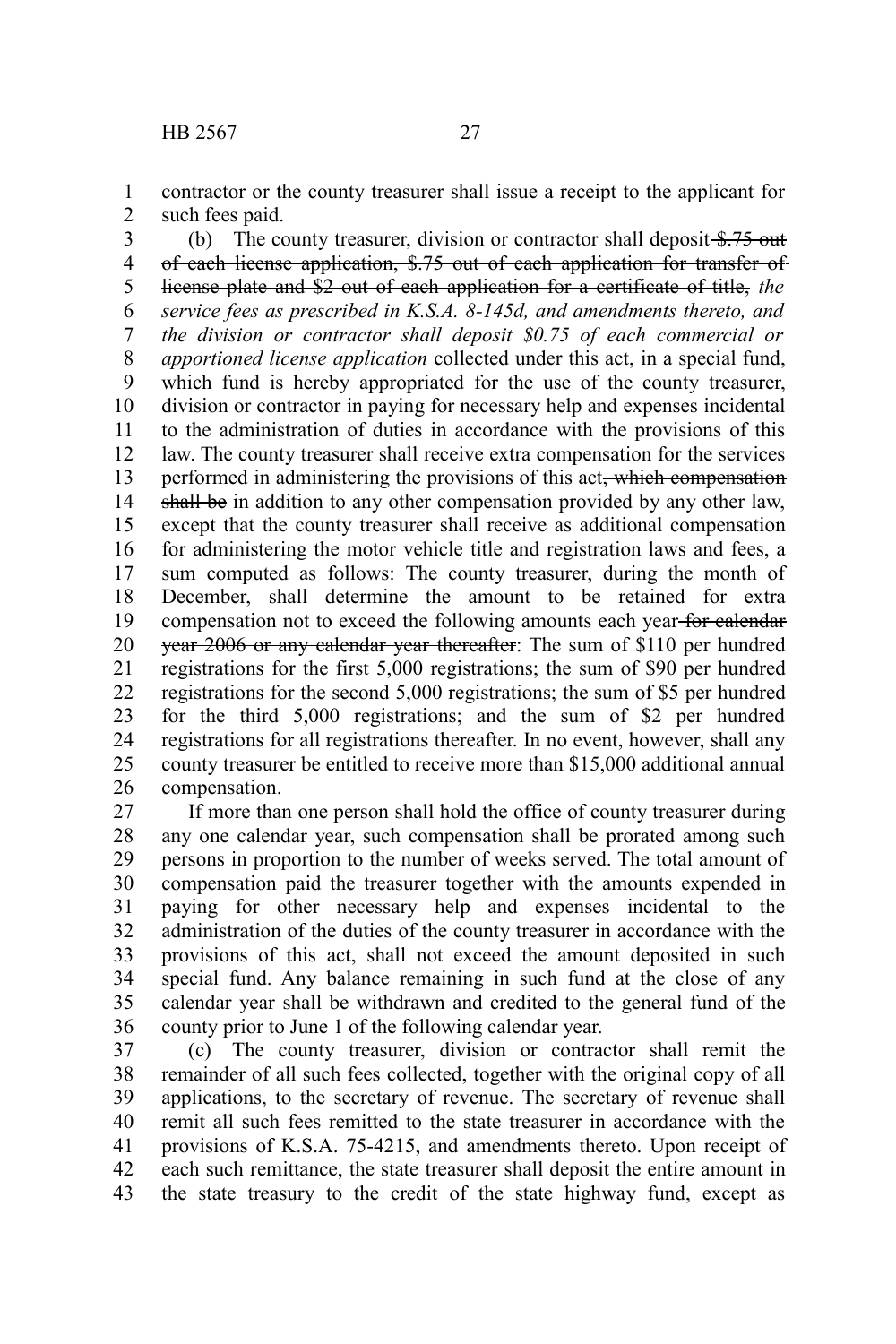contractor or the county treasurer shall issue a receipt to the applicant for such fees paid.

(b) The county treasurer, division or contractor shall deposit ~~$.75 out of each license application, $.75 out of each application for transfer of license plate and $2 out of each application for a certificate of title,~~ *the service fees as prescribed in K.S.A. 8-145d, and amendments thereto, and the division or contractor shall deposit $0.75 of each commercial or apportioned license application* collected under this act, in a special fund, which fund is hereby appropriated for the use of the county treasurer, division or contractor in paying for necessary help and expenses incidental to the administration of duties in accordance with the provisions of this law. The county treasurer shall receive extra compensation for the services performed in administering the provisions of this act~~, which compensation shall be~~ in addition to any other compensation provided by any other law, except that the county treasurer shall receive as additional compensation for administering the motor vehicle title and registration laws and fees, a sum computed as follows: The county treasurer, during the month of December, shall determine the amount to be retained for extra compensation not to exceed the following amounts each year ~~for calendar year 2006 or any calendar year thereafter~~: The sum of $110 per hundred registrations for the first 5,000 registrations; the sum of $90 per hundred registrations for the second 5,000 registrations; the sum of $5 per hundred for the third 5,000 registrations; and the sum of $2 per hundred registrations for all registrations thereafter. In no event, however, shall any county treasurer be entitled to receive more than $15,000 additional annual compensation.

If more than one person shall hold the office of county treasurer during any one calendar year, such compensation shall be prorated among such persons in proportion to the number of weeks served. The total amount of compensation paid the treasurer together with the amounts expended in paying for other necessary help and expenses incidental to the administration of the duties of the county treasurer in accordance with the provisions of this act, shall not exceed the amount deposited in such special fund. Any balance remaining in such fund at the close of any calendar year shall be withdrawn and credited to the general fund of the county prior to June 1 of the following calendar year.

(c) The county treasurer, division or contractor shall remit the remainder of all such fees collected, together with the original copy of all applications, to the secretary of revenue. The secretary of revenue shall remit all such fees remitted to the state treasurer in accordance with the provisions of K.S.A. 75-4215, and amendments thereto. Upon receipt of each such remittance, the state treasurer shall deposit the entire amount in the state treasury to the credit of the state highway fund, except as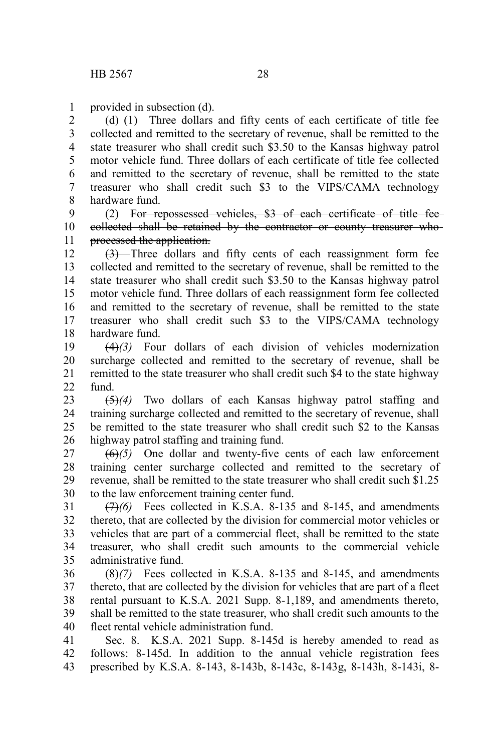provided in subsection (d).

(d) (1) Three dollars and fifty cents of each certificate of title fee collected and remitted to the secretary of revenue, shall be remitted to the state treasurer who shall credit such $3.50 to the Kansas highway patrol motor vehicle fund. Three dollars of each certificate of title fee collected and remitted to the secretary of revenue, shall be remitted to the state treasurer who shall credit such $3 to the VIPS/CAMA technology hardware fund.

(2) ~~For repossessed vehicles, $3 of each certificate of title fee collected shall be retained by the contractor or county treasurer who processed the application.~~

~~(3)~~ Three dollars and fifty cents of each reassignment form fee collected and remitted to the secretary of revenue, shall be remitted to the state treasurer who shall credit such $3.50 to the Kansas highway patrol motor vehicle fund. Three dollars of each reassignment form fee collected and remitted to the secretary of revenue, shall be remitted to the state treasurer who shall credit such $3 to the VIPS/CAMA technology hardware fund.

~~(4)~~*(3)* Four dollars of each division of vehicles modernization surcharge collected and remitted to the secretary of revenue, shall be remitted to the state treasurer who shall credit such $4 to the state highway fund.

~~(5)~~*(4)* Two dollars of each Kansas highway patrol staffing and training surcharge collected and remitted to the secretary of revenue, shall be remitted to the state treasurer who shall credit such $2 to the Kansas highway patrol staffing and training fund.

~~(6)~~*(5)* One dollar and twenty-five cents of each law enforcement training center surcharge collected and remitted to the secretary of revenue, shall be remitted to the state treasurer who shall credit such $1.25 to the law enforcement training center fund.

~~(7)~~*(6)* Fees collected in K.S.A. 8-135 and 8-145, and amendments thereto, that are collected by the division for commercial motor vehicles or vehicles that are part of a commercial fleet~~,~~ shall be remitted to the state treasurer, who shall credit such amounts to the commercial vehicle administrative fund.

~~(8)~~*(7)* Fees collected in K.S.A. 8-135 and 8-145, and amendments thereto, that are collected by the division for vehicles that are part of a fleet rental pursuant to K.S.A. 2021 Supp. 8-1,189, and amendments thereto, shall be remitted to the state treasurer, who shall credit such amounts to the fleet rental vehicle administration fund.

Sec. 8. K.S.A. 2021 Supp. 8-145d is hereby amended to read as follows: 8-145d. In addition to the annual vehicle registration fees prescribed by K.S.A. 8-143, 8-143b, 8-143c, 8-143g, 8-143h, 8-143i, 8-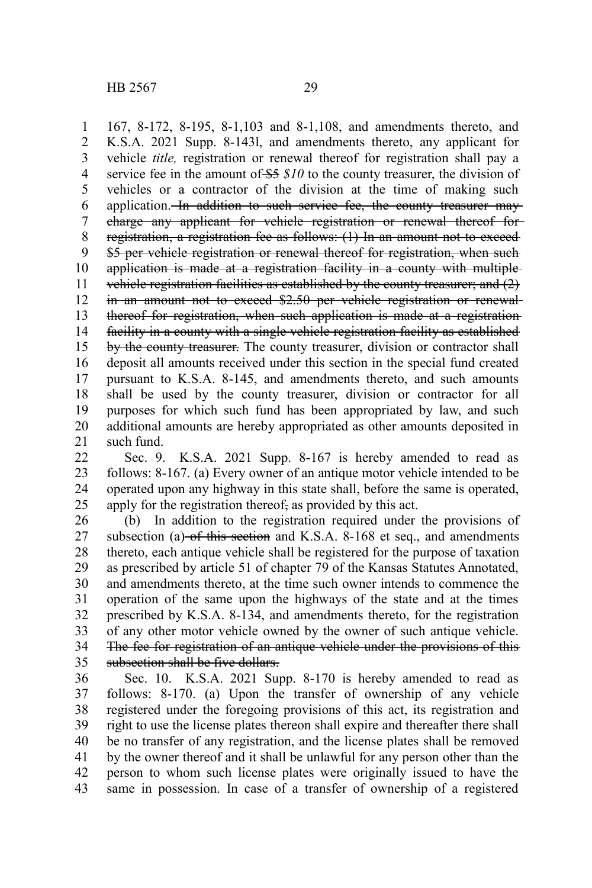167, 8-172, 8-195, 8-1,103 and 8-1,108, and amendments thereto, and K.S.A. 2021 Supp. 8-143l, and amendments thereto, any applicant for vehicle *title,* registration or renewal thereof for registration shall pay a service fee in the amount of ~~$5~~ *$10* to the county treasurer, the division of vehicles or a contractor of the division at the time of making such application. ~~In addition to such service fee, the county treasurer may charge any applicant for vehicle registration or renewal thereof for registration, a registration fee as follows: (1) In an amount not to exceed $5 per vehicle registration or renewal thereof for registration, when such application is made at a registration facility in a county with multiple vehicle registration facilities as established by the county treasurer; and (2) in an amount not to exceed $2.50 per vehicle registration or renewal thereof for registration, when such application is made at a registration facility in a county with a single vehicle registration facility as established by the county treasurer.~~ The county treasurer, division or contractor shall deposit all amounts received under this section in the special fund created pursuant to K.S.A. 8-145, and amendments thereto, and such amounts shall be used by the county treasurer, division or contractor for all purposes for which such fund has been appropriated by law, and such additional amounts are hereby appropriated as other amounts deposited in such fund.

Sec. 9. K.S.A. 2021 Supp. 8-167 is hereby amended to read as follows: 8-167. (a) Every owner of an antique motor vehicle intended to be operated upon any highway in this state shall, before the same is operated, apply for the registration thereof~~,~~ as provided by this act.

(b) In addition to the registration required under the provisions of subsection (a) ~~of this section~~ and K.S.A. 8-168 et seq., and amendments thereto, each antique vehicle shall be registered for the purpose of taxation as prescribed by article 51 of chapter 79 of the Kansas Statutes Annotated, and amendments thereto, at the time such owner intends to commence the operation of the same upon the highways of the state and at the times prescribed by K.S.A. 8-134, and amendments thereto, for the registration of any other motor vehicle owned by the owner of such antique vehicle. ~~The fee for registration of an antique vehicle under the provisions of this subsection shall be five dollars.~~

Sec. 10. K.S.A. 2021 Supp. 8-170 is hereby amended to read as follows: 8-170. (a) Upon the transfer of ownership of any vehicle registered under the foregoing provisions of this act, its registration and right to use the license plates thereon shall expire and thereafter there shall be no transfer of any registration, and the license plates shall be removed by the owner thereof and it shall be unlawful for any person other than the person to whom such license plates were originally issued to have the same in possession. In case of a transfer of ownership of a registered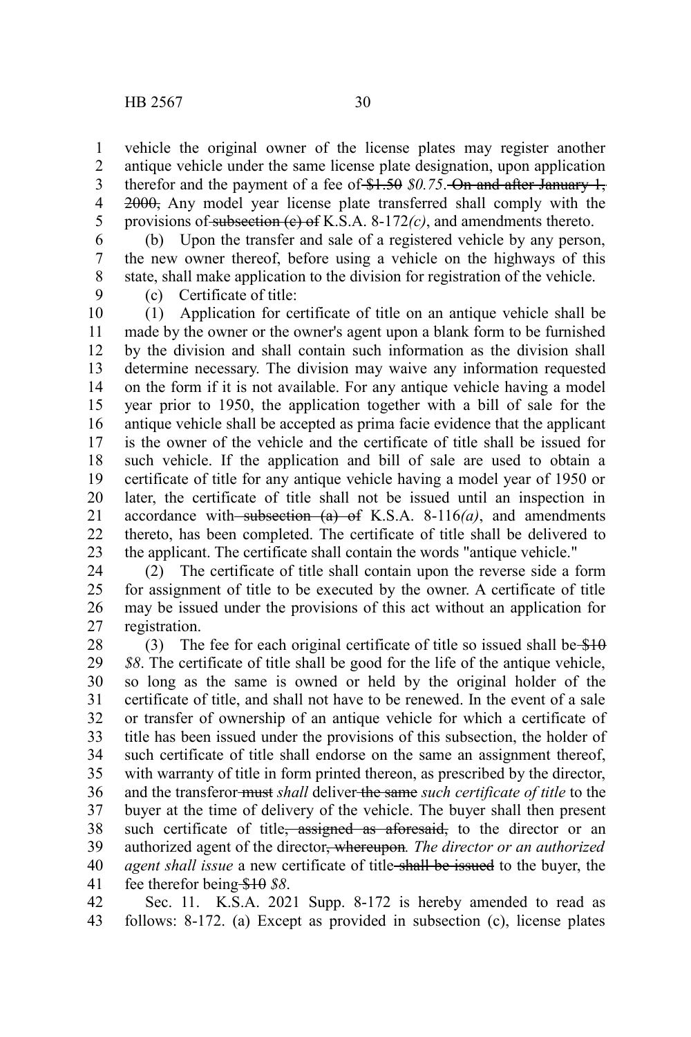vehicle the original owner of the license plates may register another antique vehicle under the same license plate designation, upon application therefor and the payment of a fee of ~~$1.50~~ *$0.75*. ~~On and after January 1, 2000,~~ Any model year license plate transferred shall comply with the provisions of ~~subsection (c) of~~ K.S.A. 8-172*(c)*, and amendments thereto.

(b) Upon the transfer and sale of a registered vehicle by any person, the new owner thereof, before using a vehicle on the highways of this state, shall make application to the division for registration of the vehicle.

(c) Certificate of title:

(1) Application for certificate of title on an antique vehicle shall be made by the owner or the owner's agent upon a blank form to be furnished by the division and shall contain such information as the division shall determine necessary. The division may waive any information requested on the form if it is not available. For any antique vehicle having a model year prior to 1950, the application together with a bill of sale for the antique vehicle shall be accepted as prima facie evidence that the applicant is the owner of the vehicle and the certificate of title shall be issued for such vehicle. If the application and bill of sale are used to obtain a certificate of title for any antique vehicle having a model year of 1950 or later, the certificate of title shall not be issued until an inspection in accordance with ~~subsection (a) of~~ K.S.A. 8-116*(a)*, and amendments thereto, has been completed. The certificate of title shall be delivered to the applicant. The certificate shall contain the words "antique vehicle."

(2) The certificate of title shall contain upon the reverse side a form for assignment of title to be executed by the owner. A certificate of title may be issued under the provisions of this act without an application for registration.

(3) The fee for each original certificate of title so issued shall be ~~$10~~ *$8*. The certificate of title shall be good for the life of the antique vehicle, so long as the same is owned or held by the original holder of the certificate of title, and shall not have to be renewed. In the event of a sale or transfer of ownership of an antique vehicle for which a certificate of title has been issued under the provisions of this subsection, the holder of such certificate of title shall endorse on the same an assignment thereof, with warranty of title in form printed thereon, as prescribed by the director, and the transferor ~~must~~ *shall* deliver ~~the same~~ *such certificate of title* to the buyer at the time of delivery of the vehicle. The buyer shall then present such certificate of title~~, assigned as aforesaid,~~ to the director or an authorized agent of the director~~, whereupon~~*. The director or an authorized agent shall issue* a new certificate of title ~~shall be issued~~ to the buyer, the fee therefor being ~~$10~~ *$8*.

Sec. 11. K.S.A. 2021 Supp. 8-172 is hereby amended to read as follows: 8-172. (a) Except as provided in subsection (c), license plates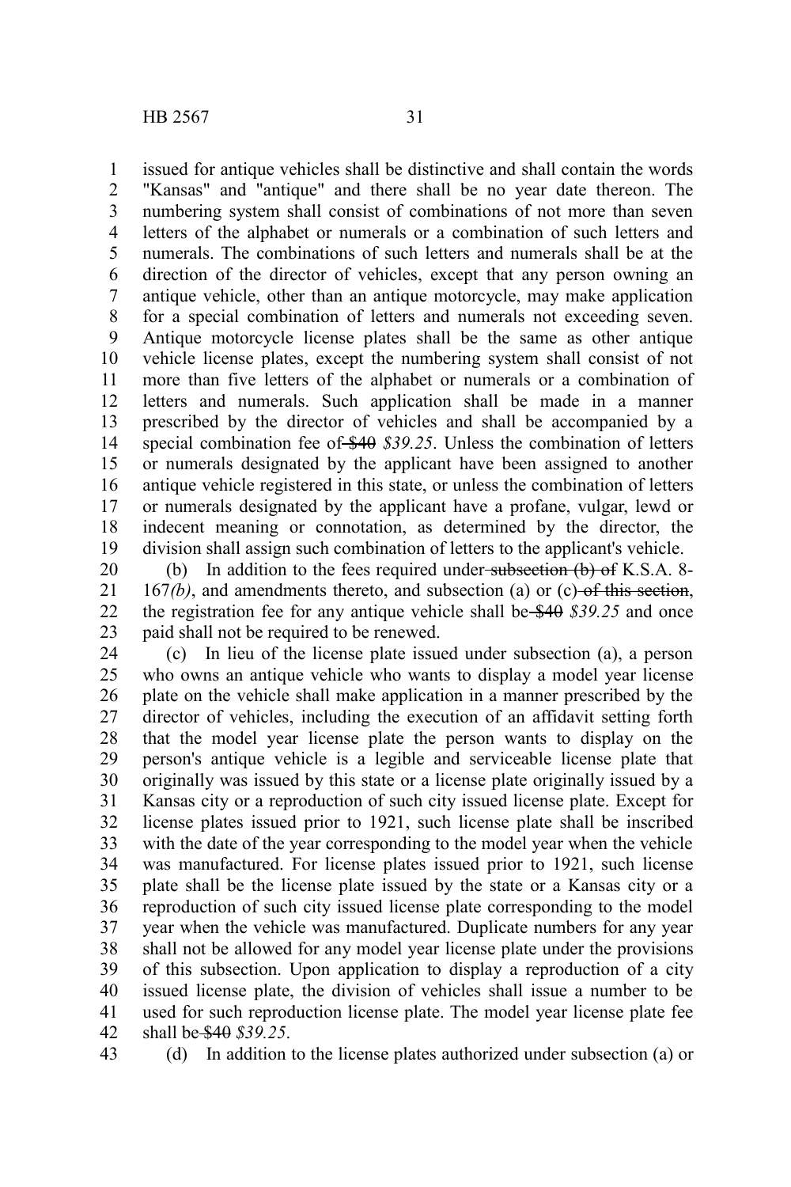issued for antique vehicles shall be distinctive and shall contain the words "Kansas" and "antique" and there shall be no year date thereon. The numbering system shall consist of combinations of not more than seven letters of the alphabet or numerals or a combination of such letters and numerals. The combinations of such letters and numerals shall be at the direction of the director of vehicles, except that any person owning an antique vehicle, other than an antique motorcycle, may make application for a special combination of letters and numerals not exceeding seven. Antique motorcycle license plates shall be the same as other antique vehicle license plates, except the numbering system shall consist of not more than five letters of the alphabet or numerals or a combination of letters and numerals. Such application shall be made in a manner prescribed by the director of vehicles and shall be accompanied by a special combination fee of ~~$40~~ *$39.25*. Unless the combination of letters or numerals designated by the applicant have been assigned to another antique vehicle registered in this state, or unless the combination of letters or numerals designated by the applicant have a profane, vulgar, lewd or indecent meaning or connotation, as determined by the director, the division shall assign such combination of letters to the applicant's vehicle.

(b) In addition to the fees required under ~~subsection (b) of~~ K.S.A. 8-167*(b)*, and amendments thereto, and subsection (a) or (c) ~~of this section~~, the registration fee for any antique vehicle shall be ~~$40~~ *$39.25* and once paid shall not be required to be renewed.

(c) In lieu of the license plate issued under subsection (a), a person who owns an antique vehicle who wants to display a model year license plate on the vehicle shall make application in a manner prescribed by the director of vehicles, including the execution of an affidavit setting forth that the model year license plate the person wants to display on the person's antique vehicle is a legible and serviceable license plate that originally was issued by this state or a license plate originally issued by a Kansas city or a reproduction of such city issued license plate. Except for license plates issued prior to 1921, such license plate shall be inscribed with the date of the year corresponding to the model year when the vehicle was manufactured. For license plates issued prior to 1921, such license plate shall be the license plate issued by the state or a Kansas city or a reproduction of such city issued license plate corresponding to the model year when the vehicle was manufactured. Duplicate numbers for any year shall not be allowed for any model year license plate under the provisions of this subsection. Upon application to display a reproduction of a city issued license plate, the division of vehicles shall issue a number to be used for such reproduction license plate. The model year license plate fee shall be ~~$40~~ *$39.25*.

(d) In addition to the license plates authorized under subsection (a) or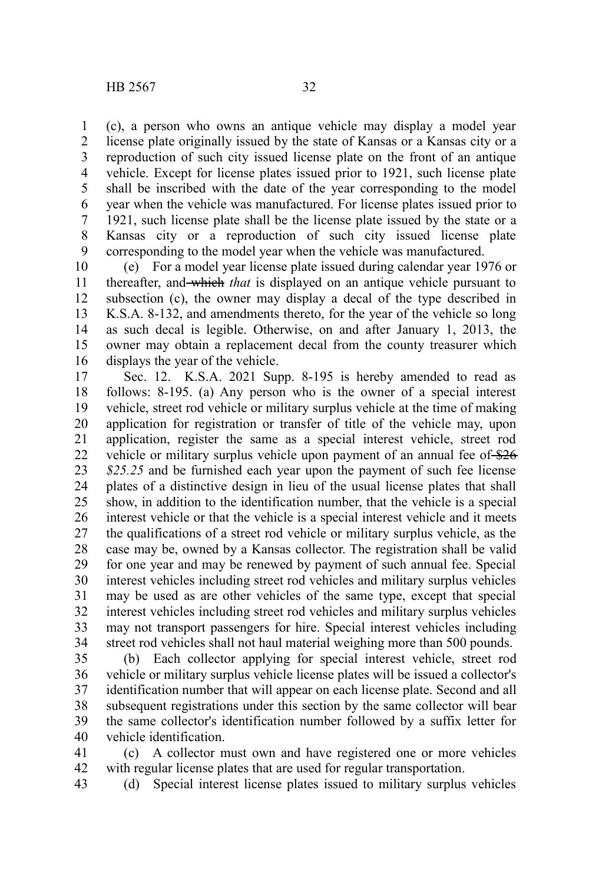(c), a person who owns an antique vehicle may display a model year license plate originally issued by the state of Kansas or a Kansas city or a reproduction of such city issued license plate on the front of an antique vehicle. Except for license plates issued prior to 1921, such license plate shall be inscribed with the date of the year corresponding to the model year when the vehicle was manufactured. For license plates issued prior to 1921, such license plate shall be the license plate issued by the state or a Kansas city or a reproduction of such city issued license plate corresponding to the model year when the vehicle was manufactured.

(e) For a model year license plate issued during calendar year 1976 or thereafter, and ~~which~~ *that* is displayed on an antique vehicle pursuant to subsection (c), the owner may display a decal of the type described in K.S.A. 8-132, and amendments thereto, for the year of the vehicle so long as such decal is legible. Otherwise, on and after January 1, 2013, the owner may obtain a replacement decal from the county treasurer which displays the year of the vehicle.

Sec. 12. K.S.A. 2021 Supp. 8-195 is hereby amended to read as follows: 8-195. (a) Any person who is the owner of a special interest vehicle, street rod vehicle or military surplus vehicle at the time of making application for registration or transfer of title of the vehicle may, upon application, register the same as a special interest vehicle, street rod vehicle or military surplus vehicle upon payment of an annual fee of ~~$26~~ *$25.25* and be furnished each year upon the payment of such fee license plates of a distinctive design in lieu of the usual license plates that shall show, in addition to the identification number, that the vehicle is a special interest vehicle or that the vehicle is a special interest vehicle and it meets the qualifications of a street rod vehicle or military surplus vehicle, as the case may be, owned by a Kansas collector. The registration shall be valid for one year and may be renewed by payment of such annual fee. Special interest vehicles including street rod vehicles and military surplus vehicles may be used as are other vehicles of the same type, except that special interest vehicles including street rod vehicles and military surplus vehicles may not transport passengers for hire. Special interest vehicles including street rod vehicles shall not haul material weighing more than 500 pounds.

(b) Each collector applying for special interest vehicle, street rod vehicle or military surplus vehicle license plates will be issued a collector's identification number that will appear on each license plate. Second and all subsequent registrations under this section by the same collector will bear the same collector's identification number followed by a suffix letter for vehicle identification.

(c) A collector must own and have registered one or more vehicles with regular license plates that are used for regular transportation.

(d) Special interest license plates issued to military surplus vehicles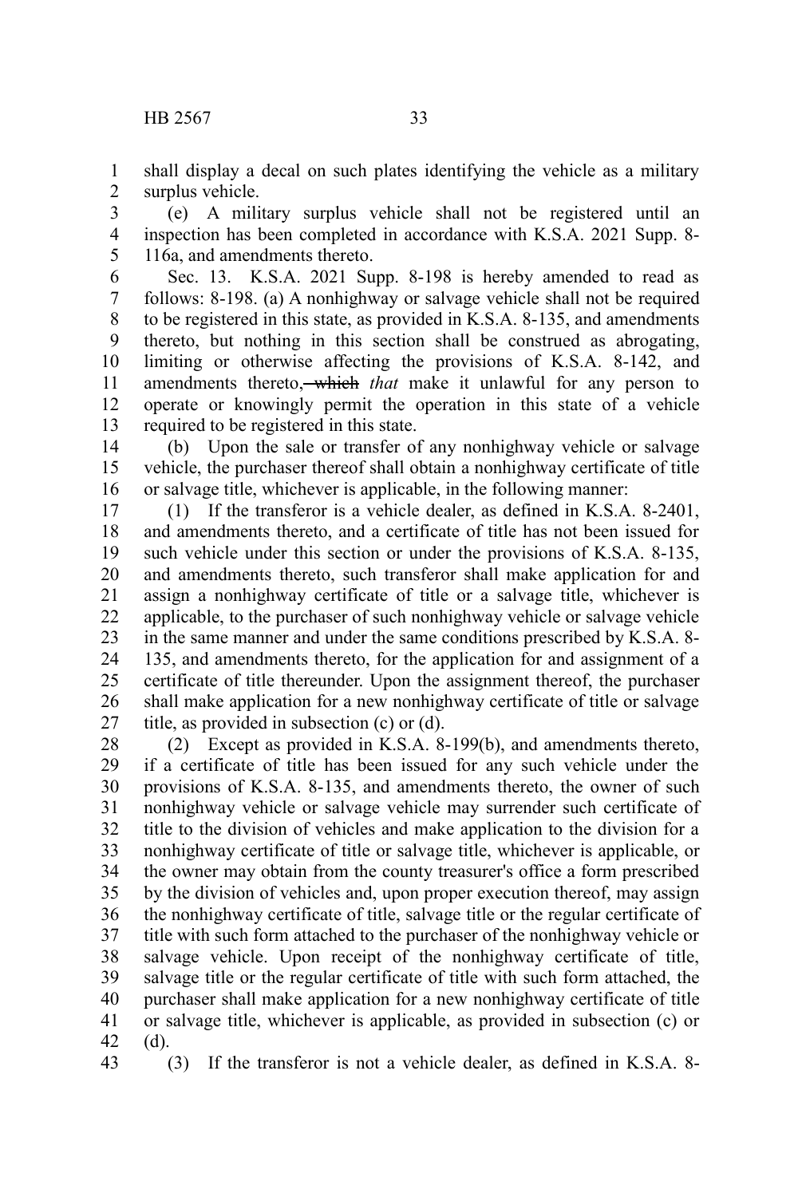shall display a decal on such plates identifying the vehicle as a military surplus vehicle.

(e) A military surplus vehicle shall not be registered until an inspection has been completed in accordance with K.S.A. 2021 Supp. 8-116a, and amendments thereto.

Sec. 13. K.S.A. 2021 Supp. 8-198 is hereby amended to read as follows: 8-198. (a) A nonhighway or salvage vehicle shall not be required to be registered in this state, as provided in K.S.A. 8-135, and amendments thereto, but nothing in this section shall be construed as abrogating, limiting or otherwise affecting the provisions of K.S.A. 8-142, and amendments thereto, ~~which~~ *that* make it unlawful for any person to operate or knowingly permit the operation in this state of a vehicle required to be registered in this state.

(b) Upon the sale or transfer of any nonhighway vehicle or salvage vehicle, the purchaser thereof shall obtain a nonhighway certificate of title or salvage title, whichever is applicable, in the following manner:

(1) If the transferor is a vehicle dealer, as defined in K.S.A. 8-2401, and amendments thereto, and a certificate of title has not been issued for such vehicle under this section or under the provisions of K.S.A. 8-135, and amendments thereto, such transferor shall make application for and assign a nonhighway certificate of title or a salvage title, whichever is applicable, to the purchaser of such nonhighway vehicle or salvage vehicle in the same manner and under the same conditions prescribed by K.S.A. 8-135, and amendments thereto, for the application for and assignment of a certificate of title thereunder. Upon the assignment thereof, the purchaser shall make application for a new nonhighway certificate of title or salvage title, as provided in subsection (c) or (d).

(2) Except as provided in K.S.A. 8-199(b), and amendments thereto, if a certificate of title has been issued for any such vehicle under the provisions of K.S.A. 8-135, and amendments thereto, the owner of such nonhighway vehicle or salvage vehicle may surrender such certificate of title to the division of vehicles and make application to the division for a nonhighway certificate of title or salvage title, whichever is applicable, or the owner may obtain from the county treasurer's office a form prescribed by the division of vehicles and, upon proper execution thereof, may assign the nonhighway certificate of title, salvage title or the regular certificate of title with such form attached to the purchaser of the nonhighway vehicle or salvage vehicle. Upon receipt of the nonhighway certificate of title, salvage title or the regular certificate of title with such form attached, the purchaser shall make application for a new nonhighway certificate of title or salvage title, whichever is applicable, as provided in subsection (c) or (d).

(3) If the transferor is not a vehicle dealer, as defined in K.S.A. 8-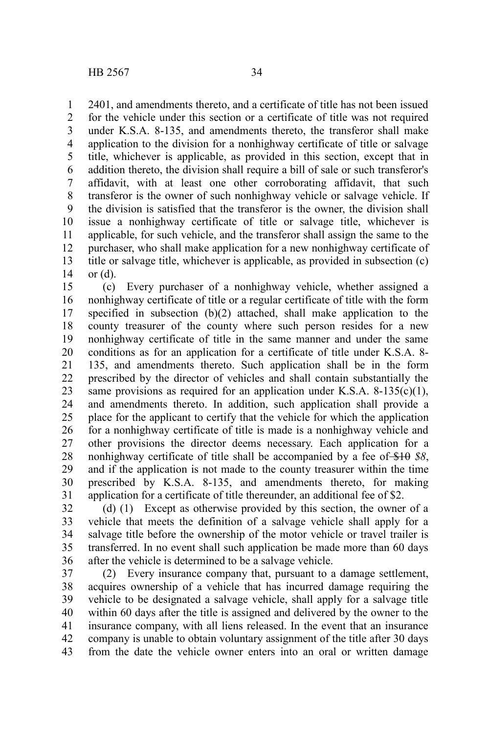2401, and amendments thereto, and a certificate of title has not been issued for the vehicle under this section or a certificate of title was not required under K.S.A. 8-135, and amendments thereto, the transferor shall make application to the division for a nonhighway certificate of title or salvage title, whichever is applicable, as provided in this section, except that in addition thereto, the division shall require a bill of sale or such transferor's affidavit, with at least one other corroborating affidavit, that such transferor is the owner of such nonhighway vehicle or salvage vehicle. If the division is satisfied that the transferor is the owner, the division shall issue a nonhighway certificate of title or salvage title, whichever is applicable, for such vehicle, and the transferor shall assign the same to the purchaser, who shall make application for a new nonhighway certificate of title or salvage title, whichever is applicable, as provided in subsection (c) or (d).

(c) Every purchaser of a nonhighway vehicle, whether assigned a nonhighway certificate of title or a regular certificate of title with the form specified in subsection (b)(2) attached, shall make application to the county treasurer of the county where such person resides for a new nonhighway certificate of title in the same manner and under the same conditions as for an application for a certificate of title under K.S.A. 8-135, and amendments thereto. Such application shall be in the form prescribed by the director of vehicles and shall contain substantially the same provisions as required for an application under K.S.A. 8-135(c)(1), and amendments thereto. In addition, such application shall provide a place for the applicant to certify that the vehicle for which the application for a nonhighway certificate of title is made is a nonhighway vehicle and other provisions the director deems necessary. Each application for a nonhighway certificate of title shall be accompanied by a fee of ~~$10~~ *$8*, and if the application is not made to the county treasurer within the time prescribed by K.S.A. 8-135, and amendments thereto, for making application for a certificate of title thereunder, an additional fee of $2.

(d) (1) Except as otherwise provided by this section, the owner of a vehicle that meets the definition of a salvage vehicle shall apply for a salvage title before the ownership of the motor vehicle or travel trailer is transferred. In no event shall such application be made more than 60 days after the vehicle is determined to be a salvage vehicle.

(2) Every insurance company that, pursuant to a damage settlement, acquires ownership of a vehicle that has incurred damage requiring the vehicle to be designated a salvage vehicle, shall apply for a salvage title within 60 days after the title is assigned and delivered by the owner to the insurance company, with all liens released. In the event that an insurance company is unable to obtain voluntary assignment of the title after 30 days from the date the vehicle owner enters into an oral or written damage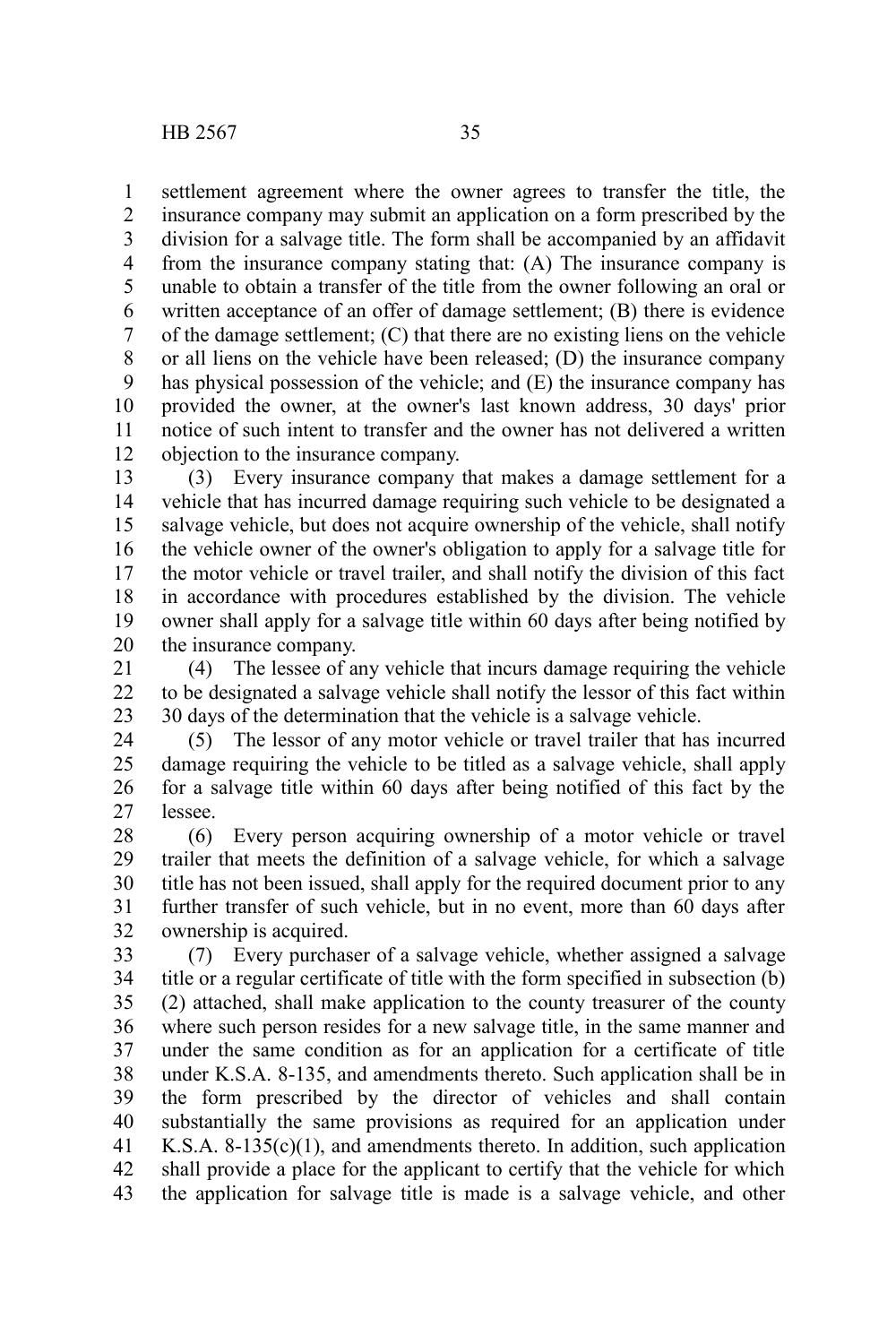settlement agreement where the owner agrees to transfer the title, the insurance company may submit an application on a form prescribed by the division for a salvage title. The form shall be accompanied by an affidavit from the insurance company stating that: (A) The insurance company is unable to obtain a transfer of the title from the owner following an oral or written acceptance of an offer of damage settlement; (B) there is evidence of the damage settlement; (C) that there are no existing liens on the vehicle or all liens on the vehicle have been released; (D) the insurance company has physical possession of the vehicle; and (E) the insurance company has provided the owner, at the owner's last known address, 30 days' prior notice of such intent to transfer and the owner has not delivered a written objection to the insurance company.

(3) Every insurance company that makes a damage settlement for a vehicle that has incurred damage requiring such vehicle to be designated a salvage vehicle, but does not acquire ownership of the vehicle, shall notify the vehicle owner of the owner's obligation to apply for a salvage title for the motor vehicle or travel trailer, and shall notify the division of this fact in accordance with procedures established by the division. The vehicle owner shall apply for a salvage title within 60 days after being notified by the insurance company.

(4) The lessee of any vehicle that incurs damage requiring the vehicle to be designated a salvage vehicle shall notify the lessor of this fact within 30 days of the determination that the vehicle is a salvage vehicle.

(5) The lessor of any motor vehicle or travel trailer that has incurred damage requiring the vehicle to be titled as a salvage vehicle, shall apply for a salvage title within 60 days after being notified of this fact by the lessee.

(6) Every person acquiring ownership of a motor vehicle or travel trailer that meets the definition of a salvage vehicle, for which a salvage title has not been issued, shall apply for the required document prior to any further transfer of such vehicle, but in no event, more than 60 days after ownership is acquired.

(7) Every purchaser of a salvage vehicle, whether assigned a salvage title or a regular certificate of title with the form specified in subsection (b)(2) attached, shall make application to the county treasurer of the county where such person resides for a new salvage title, in the same manner and under the same condition as for an application for a certificate of title under K.S.A. 8-135, and amendments thereto. Such application shall be in the form prescribed by the director of vehicles and shall contain substantially the same provisions as required for an application under K.S.A. 8-135(c)(1), and amendments thereto. In addition, such application shall provide a place for the applicant to certify that the vehicle for which the application for salvage title is made is a salvage vehicle, and other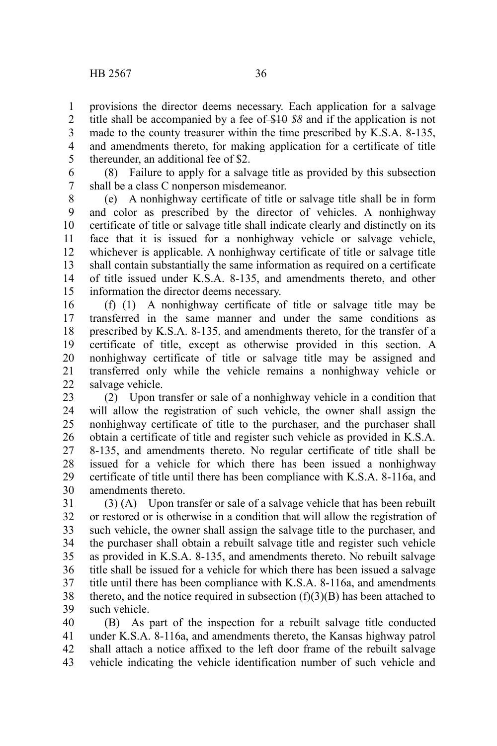provisions the director deems necessary. Each application for a salvage title shall be accompanied by a fee of ~~$10~~ *$8* and if the application is not made to the county treasurer within the time prescribed by K.S.A. 8-135, and amendments thereto, for making application for a certificate of title thereunder, an additional fee of $2.

(8) Failure to apply for a salvage title as provided by this subsection shall be a class C nonperson misdemeanor.

(e) A nonhighway certificate of title or salvage title shall be in form and color as prescribed by the director of vehicles. A nonhighway certificate of title or salvage title shall indicate clearly and distinctly on its face that it is issued for a nonhighway vehicle or salvage vehicle, whichever is applicable. A nonhighway certificate of title or salvage title shall contain substantially the same information as required on a certificate of title issued under K.S.A. 8-135, and amendments thereto, and other information the director deems necessary.

(f) (1) A nonhighway certificate of title or salvage title may be transferred in the same manner and under the same conditions as prescribed by K.S.A. 8-135, and amendments thereto, for the transfer of a certificate of title, except as otherwise provided in this section. A nonhighway certificate of title or salvage title may be assigned and transferred only while the vehicle remains a nonhighway vehicle or salvage vehicle.

(2) Upon transfer or sale of a nonhighway vehicle in a condition that will allow the registration of such vehicle, the owner shall assign the nonhighway certificate of title to the purchaser, and the purchaser shall obtain a certificate of title and register such vehicle as provided in K.S.A. 8-135, and amendments thereto. No regular certificate of title shall be issued for a vehicle for which there has been issued a nonhighway certificate of title until there has been compliance with K.S.A. 8-116a, and amendments thereto.

(3) (A) Upon transfer or sale of a salvage vehicle that has been rebuilt or restored or is otherwise in a condition that will allow the registration of such vehicle, the owner shall assign the salvage title to the purchaser, and the purchaser shall obtain a rebuilt salvage title and register such vehicle as provided in K.S.A. 8-135, and amendments thereto. No rebuilt salvage title shall be issued for a vehicle for which there has been issued a salvage title until there has been compliance with K.S.A. 8-116a, and amendments thereto, and the notice required in subsection (f)(3)(B) has been attached to such vehicle.

(B) As part of the inspection for a rebuilt salvage title conducted under K.S.A. 8-116a, and amendments thereto, the Kansas highway patrol shall attach a notice affixed to the left door frame of the rebuilt salvage vehicle indicating the vehicle identification number of such vehicle and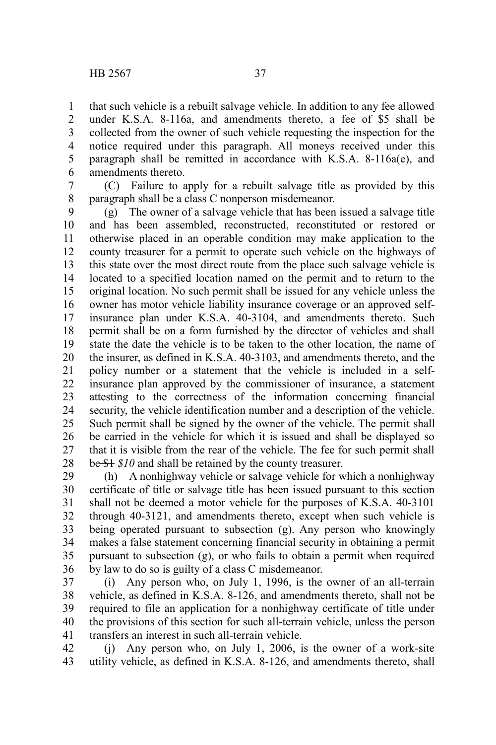that such vehicle is a rebuilt salvage vehicle. In addition to any fee allowed under K.S.A. 8-116a, and amendments thereto, a fee of $5 shall be collected from the owner of such vehicle requesting the inspection for the notice required under this paragraph. All moneys received under this paragraph shall be remitted in accordance with K.S.A. 8-116a(e), and amendments thereto.

(C) Failure to apply for a rebuilt salvage title as provided by this paragraph shall be a class C nonperson misdemeanor.

(g) The owner of a salvage vehicle that has been issued a salvage title and has been assembled, reconstructed, reconstituted or restored or otherwise placed in an operable condition may make application to the county treasurer for a permit to operate such vehicle on the highways of this state over the most direct route from the place such salvage vehicle is located to a specified location named on the permit and to return to the original location. No such permit shall be issued for any vehicle unless the owner has motor vehicle liability insurance coverage or an approved self-insurance plan under K.S.A. 40-3104, and amendments thereto. Such permit shall be on a form furnished by the director of vehicles and shall state the date the vehicle is to be taken to the other location, the name of the insurer, as defined in K.S.A. 40-3103, and amendments thereto, and the policy number or a statement that the vehicle is included in a self-insurance plan approved by the commissioner of insurance, a statement attesting to the correctness of the information concerning financial security, the vehicle identification number and a description of the vehicle. Such permit shall be signed by the owner of the vehicle. The permit shall be carried in the vehicle for which it is issued and shall be displayed so that it is visible from the rear of the vehicle. The fee for such permit shall be ~~$1~~ *$10* and shall be retained by the county treasurer.

(h) A nonhighway vehicle or salvage vehicle for which a nonhighway certificate of title or salvage title has been issued pursuant to this section shall not be deemed a motor vehicle for the purposes of K.S.A. 40-3101 through 40-3121, and amendments thereto, except when such vehicle is being operated pursuant to subsection (g). Any person who knowingly makes a false statement concerning financial security in obtaining a permit pursuant to subsection (g), or who fails to obtain a permit when required by law to do so is guilty of a class C misdemeanor.

(i) Any person who, on July 1, 1996, is the owner of an all-terrain vehicle, as defined in K.S.A. 8-126, and amendments thereto, shall not be required to file an application for a nonhighway certificate of title under the provisions of this section for such all-terrain vehicle, unless the person transfers an interest in such all-terrain vehicle.

(j) Any person who, on July 1, 2006, is the owner of a work-site utility vehicle, as defined in K.S.A. 8-126, and amendments thereto, shall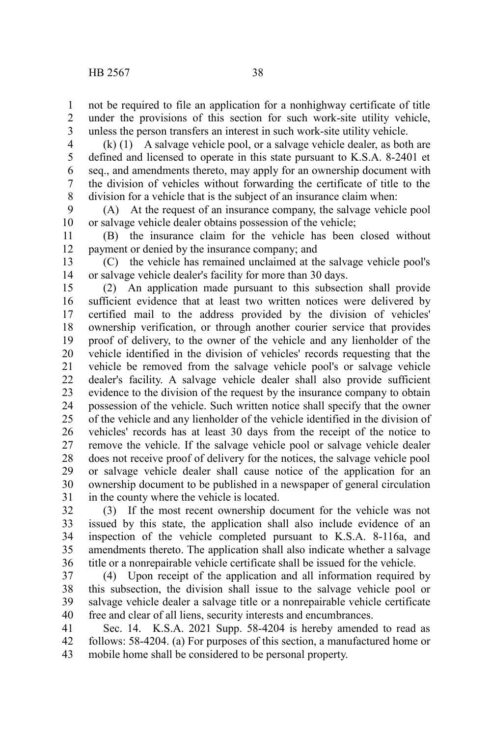not be required to file an application for a nonhighway certificate of title under the provisions of this section for such work-site utility vehicle, unless the person transfers an interest in such work-site utility vehicle.

(k) (1) A salvage vehicle pool, or a salvage vehicle dealer, as both are defined and licensed to operate in this state pursuant to K.S.A. 8-2401 et seq., and amendments thereto, may apply for an ownership document with the division of vehicles without forwarding the certificate of title to the division for a vehicle that is the subject of an insurance claim when:

(A) At the request of an insurance company, the salvage vehicle pool or salvage vehicle dealer obtains possession of the vehicle;

(B) the insurance claim for the vehicle has been closed without payment or denied by the insurance company; and

(C) the vehicle has remained unclaimed at the salvage vehicle pool's or salvage vehicle dealer's facility for more than 30 days.

(2) An application made pursuant to this subsection shall provide sufficient evidence that at least two written notices were delivered by certified mail to the address provided by the division of vehicles' ownership verification, or through another courier service that provides proof of delivery, to the owner of the vehicle and any lienholder of the vehicle identified in the division of vehicles' records requesting that the vehicle be removed from the salvage vehicle pool's or salvage vehicle dealer's facility. A salvage vehicle dealer shall also provide sufficient evidence to the division of the request by the insurance company to obtain possession of the vehicle. Such written notice shall specify that the owner of the vehicle and any lienholder of the vehicle identified in the division of vehicles' records has at least 30 days from the receipt of the notice to remove the vehicle. If the salvage vehicle pool or salvage vehicle dealer does not receive proof of delivery for the notices, the salvage vehicle pool or salvage vehicle dealer shall cause notice of the application for an ownership document to be published in a newspaper of general circulation in the county where the vehicle is located.

(3) If the most recent ownership document for the vehicle was not issued by this state, the application shall also include evidence of an inspection of the vehicle completed pursuant to K.S.A. 8-116a, and amendments thereto. The application shall also indicate whether a salvage title or a nonrepairable vehicle certificate shall be issued for the vehicle.

(4) Upon receipt of the application and all information required by this subsection, the division shall issue to the salvage vehicle pool or salvage vehicle dealer a salvage title or a nonrepairable vehicle certificate free and clear of all liens, security interests and encumbrances.

Sec. 14. K.S.A. 2021 Supp. 58-4204 is hereby amended to read as follows: 58-4204. (a) For purposes of this section, a manufactured home or mobile home shall be considered to be personal property.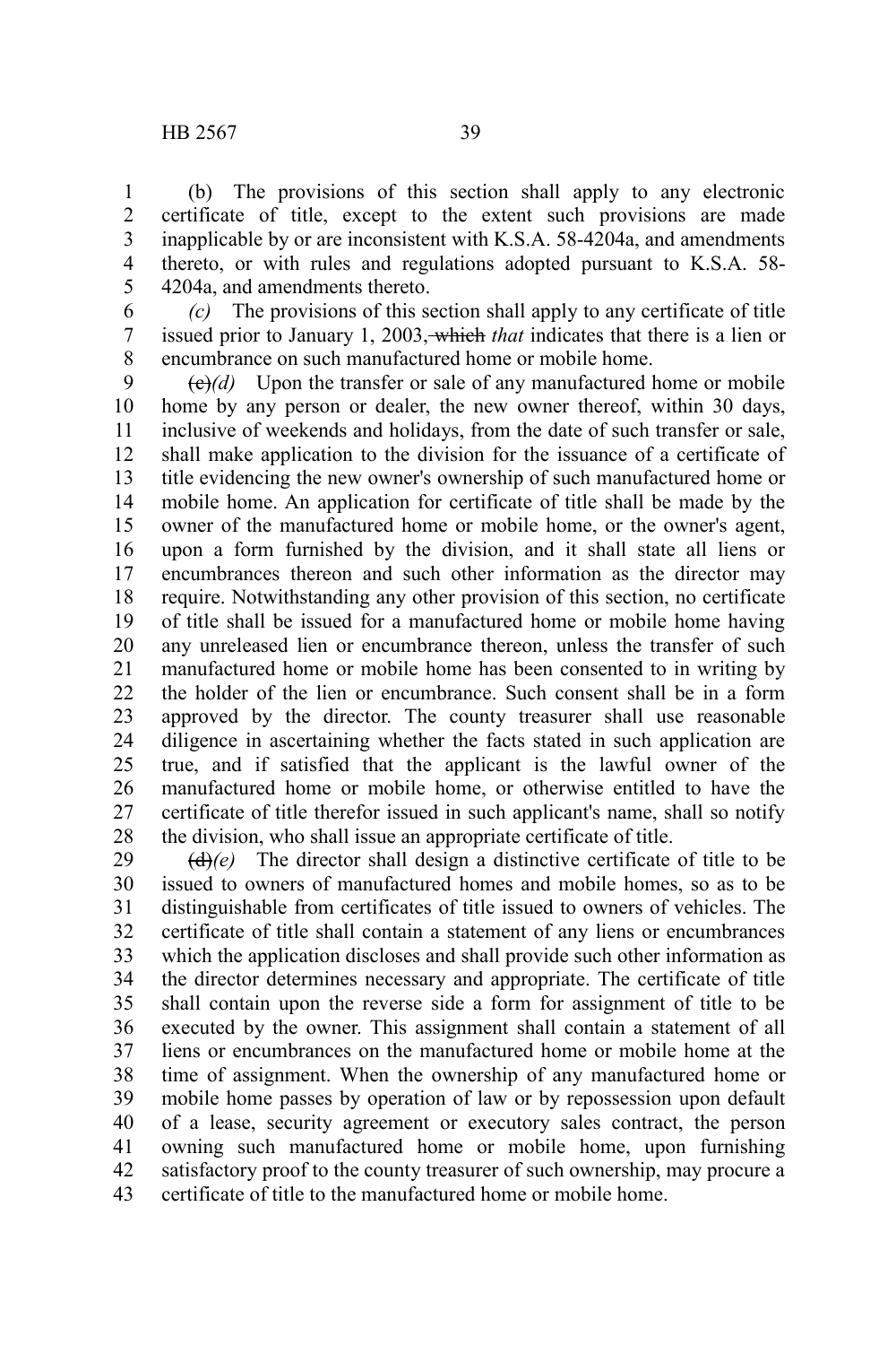(b) The provisions of this section shall apply to any electronic certificate of title, except to the extent such provisions are made inapplicable by or are inconsistent with K.S.A. 58-4204a, and amendments thereto, or with rules and regulations adopted pursuant to K.S.A. 58-4204a, and amendments thereto.

*(c)* The provisions of this section shall apply to any certificate of title issued prior to January 1, 2003, ~~which~~ *that* indicates that there is a lien or encumbrance on such manufactured home or mobile home.

~~(c)~~*(d)* Upon the transfer or sale of any manufactured home or mobile home by any person or dealer, the new owner thereof, within 30 days, inclusive of weekends and holidays, from the date of such transfer or sale, shall make application to the division for the issuance of a certificate of title evidencing the new owner's ownership of such manufactured home or mobile home. An application for certificate of title shall be made by the owner of the manufactured home or mobile home, or the owner's agent, upon a form furnished by the division, and it shall state all liens or encumbrances thereon and such other information as the director may require. Notwithstanding any other provision of this section, no certificate of title shall be issued for a manufactured home or mobile home having any unreleased lien or encumbrance thereon, unless the transfer of such manufactured home or mobile home has been consented to in writing by the holder of the lien or encumbrance. Such consent shall be in a form approved by the director. The county treasurer shall use reasonable diligence in ascertaining whether the facts stated in such application are true, and if satisfied that the applicant is the lawful owner of the manufactured home or mobile home, or otherwise entitled to have the certificate of title therefor issued in such applicant's name, shall so notify the division, who shall issue an appropriate certificate of title.

~~(d)~~*(e)* The director shall design a distinctive certificate of title to be issued to owners of manufactured homes and mobile homes, so as to be distinguishable from certificates of title issued to owners of vehicles. The certificate of title shall contain a statement of any liens or encumbrances which the application discloses and shall provide such other information as the director determines necessary and appropriate. The certificate of title shall contain upon the reverse side a form for assignment of title to be executed by the owner. This assignment shall contain a statement of all liens or encumbrances on the manufactured home or mobile home at the time of assignment. When the ownership of any manufactured home or mobile home passes by operation of law or by repossession upon default of a lease, security agreement or executory sales contract, the person owning such manufactured home or mobile home, upon furnishing satisfactory proof to the county treasurer of such ownership, may procure a certificate of title to the manufactured home or mobile home.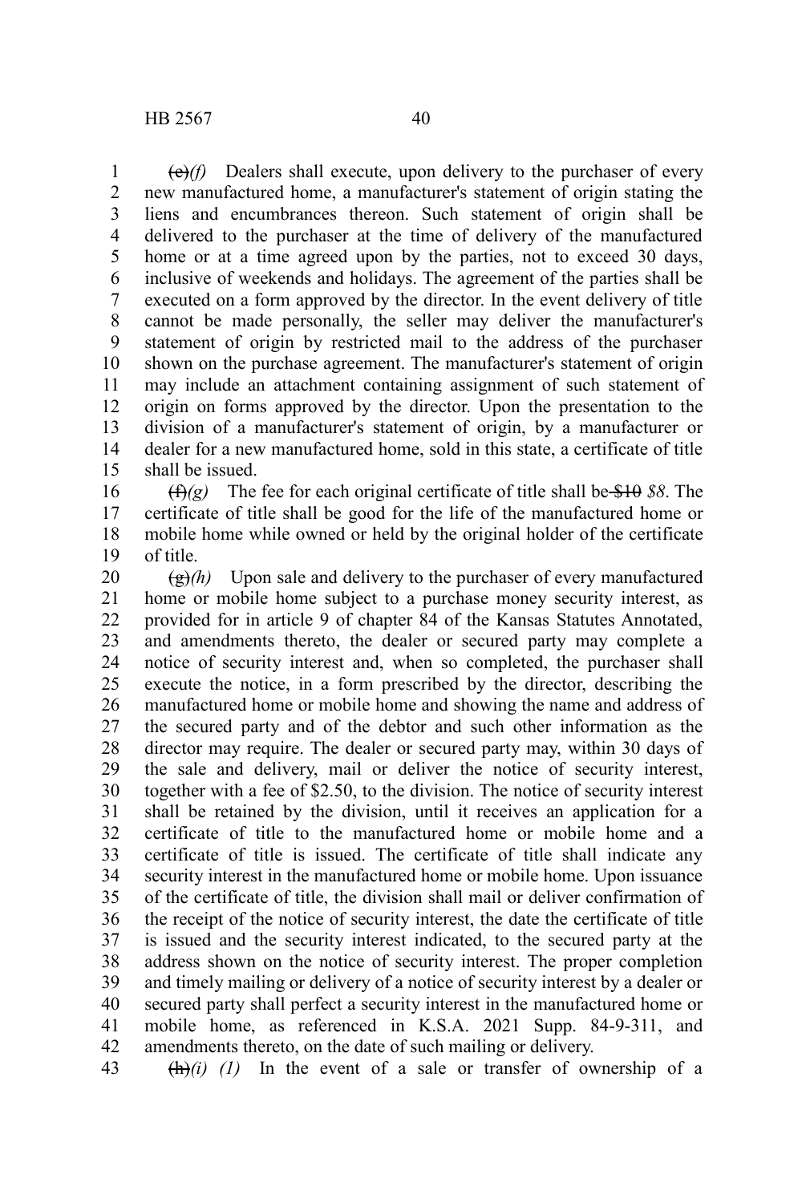~~(e)~~*(f)* Dealers shall execute, upon delivery to the purchaser of every new manufactured home, a manufacturer's statement of origin stating the liens and encumbrances thereon. Such statement of origin shall be delivered to the purchaser at the time of delivery of the manufactured home or at a time agreed upon by the parties, not to exceed 30 days, inclusive of weekends and holidays. The agreement of the parties shall be executed on a form approved by the director. In the event delivery of title cannot be made personally, the seller may deliver the manufacturer's statement of origin by restricted mail to the address of the purchaser shown on the purchase agreement. The manufacturer's statement of origin may include an attachment containing assignment of such statement of origin on forms approved by the director. Upon the presentation to the division of a manufacturer's statement of origin, by a manufacturer or dealer for a new manufactured home, sold in this state, a certificate of title shall be issued.

~~(f)~~*(g)* The fee for each original certificate of title shall be ~~$10~~ *$8*. The certificate of title shall be good for the life of the manufactured home or mobile home while owned or held by the original holder of the certificate of title.

~~(g)~~*(h)* Upon sale and delivery to the purchaser of every manufactured home or mobile home subject to a purchase money security interest, as provided for in article 9 of chapter 84 of the Kansas Statutes Annotated, and amendments thereto, the dealer or secured party may complete a notice of security interest and, when so completed, the purchaser shall execute the notice, in a form prescribed by the director, describing the manufactured home or mobile home and showing the name and address of the secured party and of the debtor and such other information as the director may require. The dealer or secured party may, within 30 days of the sale and delivery, mail or deliver the notice of security interest, together with a fee of $2.50, to the division. The notice of security interest shall be retained by the division, until it receives an application for a certificate of title to the manufactured home or mobile home and a certificate of title is issued. The certificate of title shall indicate any security interest in the manufactured home or mobile home. Upon issuance of the certificate of title, the division shall mail or deliver confirmation of the receipt of the notice of security interest, the date the certificate of title is issued and the security interest indicated, to the secured party at the address shown on the notice of security interest. The proper completion and timely mailing or delivery of a notice of security interest by a dealer or secured party shall perfect a security interest in the manufactured home or mobile home, as referenced in K.S.A. 2021 Supp. 84-9-311, and amendments thereto, on the date of such mailing or delivery.

~~(h)~~*(i) (1)* In the event of a sale or transfer of ownership of a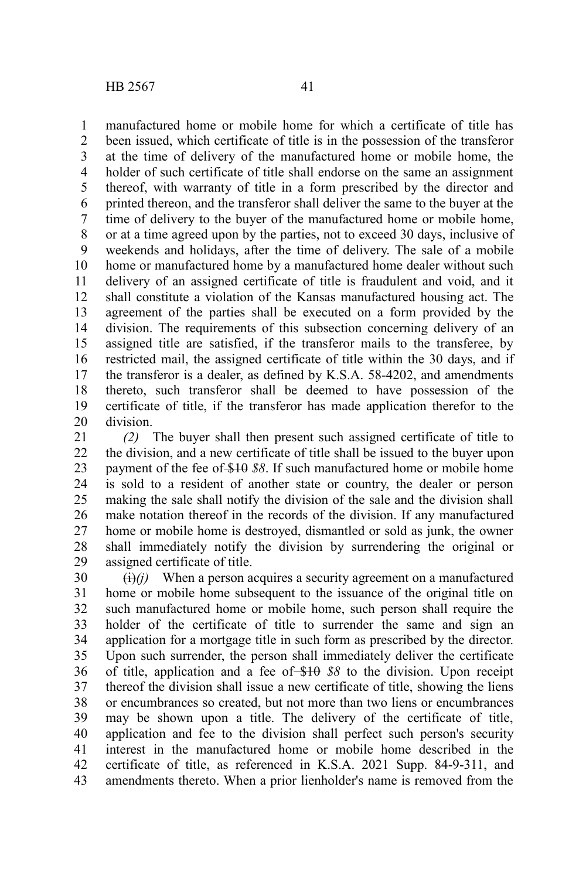manufactured home or mobile home for which a certificate of title has been issued, which certificate of title is in the possession of the transferor at the time of delivery of the manufactured home or mobile home, the holder of such certificate of title shall endorse on the same an assignment thereof, with warranty of title in a form prescribed by the director and printed thereon, and the transferor shall deliver the same to the buyer at the time of delivery to the buyer of the manufactured home or mobile home, or at a time agreed upon by the parties, not to exceed 30 days, inclusive of weekends and holidays, after the time of delivery. The sale of a mobile home or manufactured home by a manufactured home dealer without such delivery of an assigned certificate of title is fraudulent and void, and it shall constitute a violation of the Kansas manufactured housing act. The agreement of the parties shall be executed on a form provided by the division. The requirements of this subsection concerning delivery of an assigned title are satisfied, if the transferor mails to the transferee, by restricted mail, the assigned certificate of title within the 30 days, and if the transferor is a dealer, as defined by K.S.A. 58-4202, and amendments thereto, such transferor shall be deemed to have possession of the certificate of title, if the transferor has made application therefor to the division.

*(2)* The buyer shall then present such assigned certificate of title to the division, and a new certificate of title shall be issued to the buyer upon payment of the fee of ~~$10~~ *$8*. If such manufactured home or mobile home is sold to a resident of another state or country, the dealer or person making the sale shall notify the division of the sale and the division shall make notation thereof in the records of the division. If any manufactured home or mobile home is destroyed, dismantled or sold as junk, the owner shall immediately notify the division by surrendering the original or assigned certificate of title.

~~(i)~~*(j)* When a person acquires a security agreement on a manufactured home or mobile home subsequent to the issuance of the original title on such manufactured home or mobile home, such person shall require the holder of the certificate of title to surrender the same and sign an application for a mortgage title in such form as prescribed by the director. Upon such surrender, the person shall immediately deliver the certificate of title, application and a fee of ~~$10~~ *$8* to the division. Upon receipt thereof the division shall issue a new certificate of title, showing the liens or encumbrances so created, but not more than two liens or encumbrances may be shown upon a title. The delivery of the certificate of title, application and fee to the division shall perfect such person's security interest in the manufactured home or mobile home described in the certificate of title, as referenced in K.S.A. 2021 Supp. 84-9-311, and amendments thereto. When a prior lienholder's name is removed from the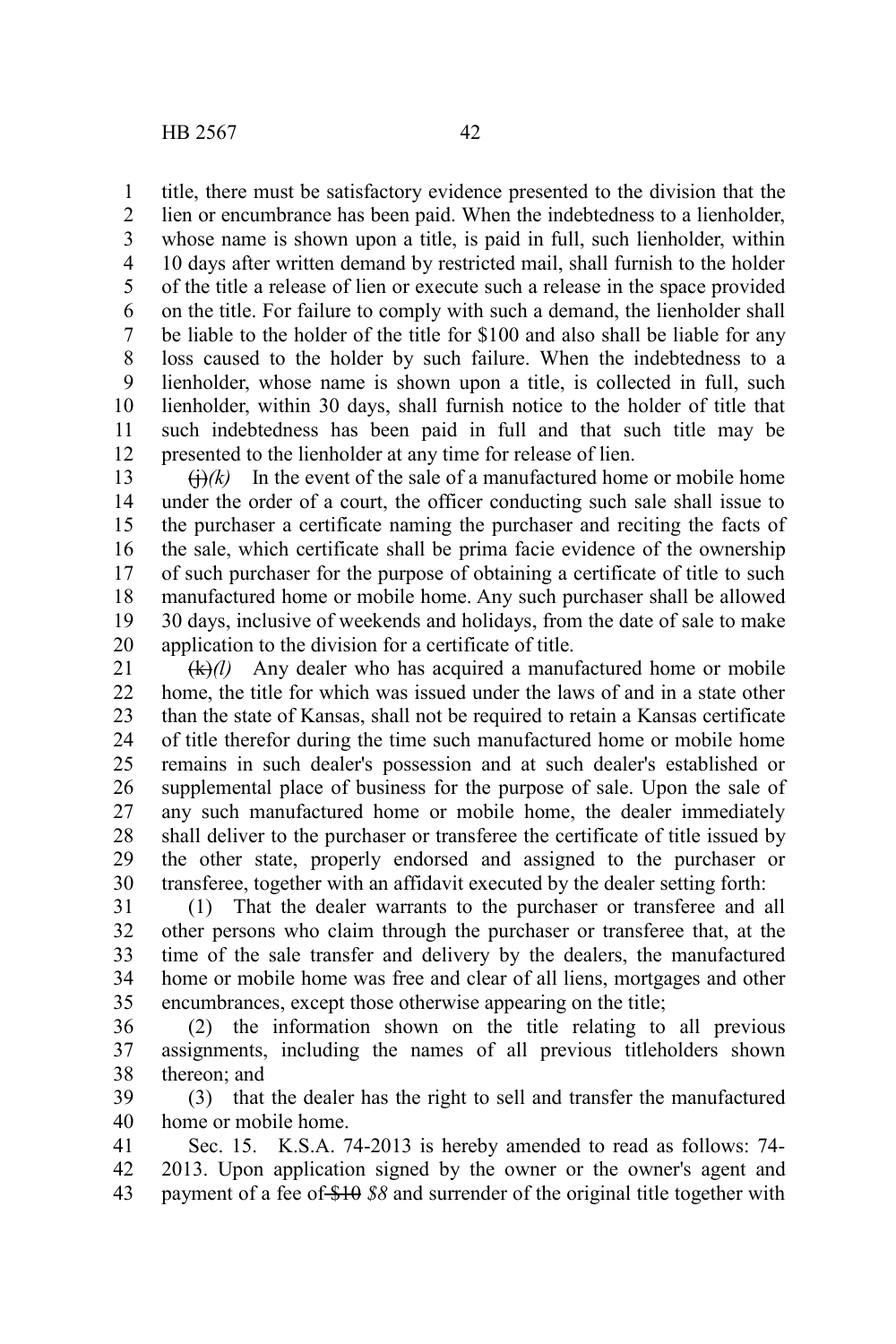title, there must be satisfactory evidence presented to the division that the lien or encumbrance has been paid. When the indebtedness to a lienholder, whose name is shown upon a title, is paid in full, such lienholder, within 10 days after written demand by restricted mail, shall furnish to the holder of the title a release of lien or execute such a release in the space provided on the title. For failure to comply with such a demand, the lienholder shall be liable to the holder of the title for $100 and also shall be liable for any loss caused to the holder by such failure. When the indebtedness to a lienholder, whose name is shown upon a title, is collected in full, such lienholder, within 30 days, shall furnish notice to the holder of title that such indebtedness has been paid in full and that such title may be presented to the lienholder at any time for release of lien.

~~(j)~~*(k)* In the event of the sale of a manufactured home or mobile home under the order of a court, the officer conducting such sale shall issue to the purchaser a certificate naming the purchaser and reciting the facts of the sale, which certificate shall be prima facie evidence of the ownership of such purchaser for the purpose of obtaining a certificate of title to such manufactured home or mobile home. Any such purchaser shall be allowed 30 days, inclusive of weekends and holidays, from the date of sale to make application to the division for a certificate of title.

~~(k)~~*(l)* Any dealer who has acquired a manufactured home or mobile home, the title for which was issued under the laws of and in a state other than the state of Kansas, shall not be required to retain a Kansas certificate of title therefor during the time such manufactured home or mobile home remains in such dealer's possession and at such dealer's established or supplemental place of business for the purpose of sale. Upon the sale of any such manufactured home or mobile home, the dealer immediately shall deliver to the purchaser or transferee the certificate of title issued by the other state, properly endorsed and assigned to the purchaser or transferee, together with an affidavit executed by the dealer setting forth:

(1) That the dealer warrants to the purchaser or transferee and all other persons who claim through the purchaser or transferee that, at the time of the sale transfer and delivery by the dealers, the manufactured home or mobile home was free and clear of all liens, mortgages and other encumbrances, except those otherwise appearing on the title;

(2) the information shown on the title relating to all previous assignments, including the names of all previous titleholders shown thereon; and

(3) that the dealer has the right to sell and transfer the manufactured home or mobile home.

Sec. 15. K.S.A. 74-2013 is hereby amended to read as follows: 74-2013. Upon application signed by the owner or the owner's agent and payment of a fee of ~~$10~~ *$8* and surrender of the original title together with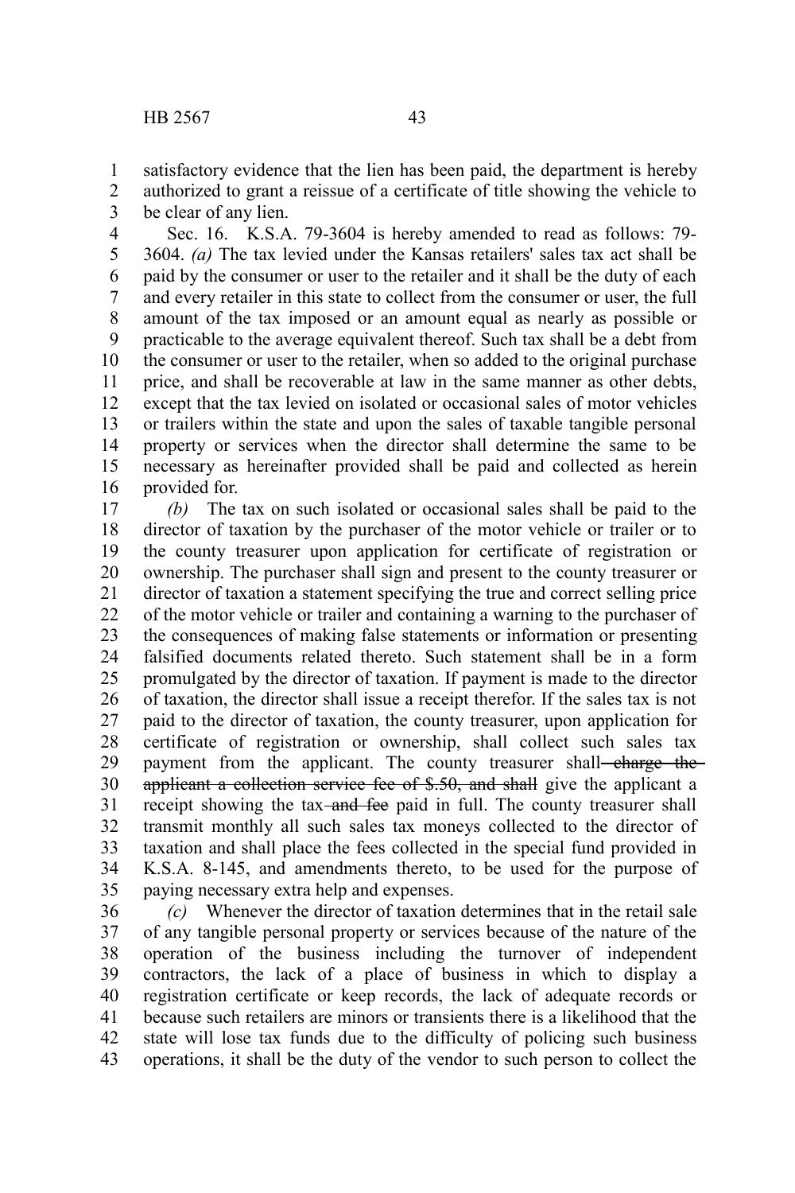satisfactory evidence that the lien has been paid, the department is hereby authorized to grant a reissue of a certificate of title showing the vehicle to be clear of any lien.

Sec. 16. K.S.A. 79-3604 is hereby amended to read as follows: 79-3604. *(a)* The tax levied under the Kansas retailers' sales tax act shall be paid by the consumer or user to the retailer and it shall be the duty of each and every retailer in this state to collect from the consumer or user, the full amount of the tax imposed or an amount equal as nearly as possible or practicable to the average equivalent thereof. Such tax shall be a debt from the consumer or user to the retailer, when so added to the original purchase price, and shall be recoverable at law in the same manner as other debts, except that the tax levied on isolated or occasional sales of motor vehicles or trailers within the state and upon the sales of taxable tangible personal property or services when the director shall determine the same to be necessary as hereinafter provided shall be paid and collected as herein provided for.

*(b)* The tax on such isolated or occasional sales shall be paid to the director of taxation by the purchaser of the motor vehicle or trailer or to the county treasurer upon application for certificate of registration or ownership. The purchaser shall sign and present to the county treasurer or director of taxation a statement specifying the true and correct selling price of the motor vehicle or trailer and containing a warning to the purchaser of the consequences of making false statements or information or presenting falsified documents related thereto. Such statement shall be in a form promulgated by the director of taxation. If payment is made to the director of taxation, the director shall issue a receipt therefor. If the sales tax is not paid to the director of taxation, the county treasurer, upon application for certificate of registration or ownership, shall collect such sales tax payment from the applicant. The county treasurer shall ~~charge the applicant a collection service fee of $.50, and shall~~ give the applicant a receipt showing the tax ~~and fee~~ paid in full. The county treasurer shall transmit monthly all such sales tax moneys collected to the director of taxation and shall place the fees collected in the special fund provided in K.S.A. 8-145, and amendments thereto, to be used for the purpose of paying necessary extra help and expenses.

*(c)* Whenever the director of taxation determines that in the retail sale of any tangible personal property or services because of the nature of the operation of the business including the turnover of independent contractors, the lack of a place of business in which to display a registration certificate or keep records, the lack of adequate records or because such retailers are minors or transients there is a likelihood that the state will lose tax funds due to the difficulty of policing such business operations, it shall be the duty of the vendor to such person to collect the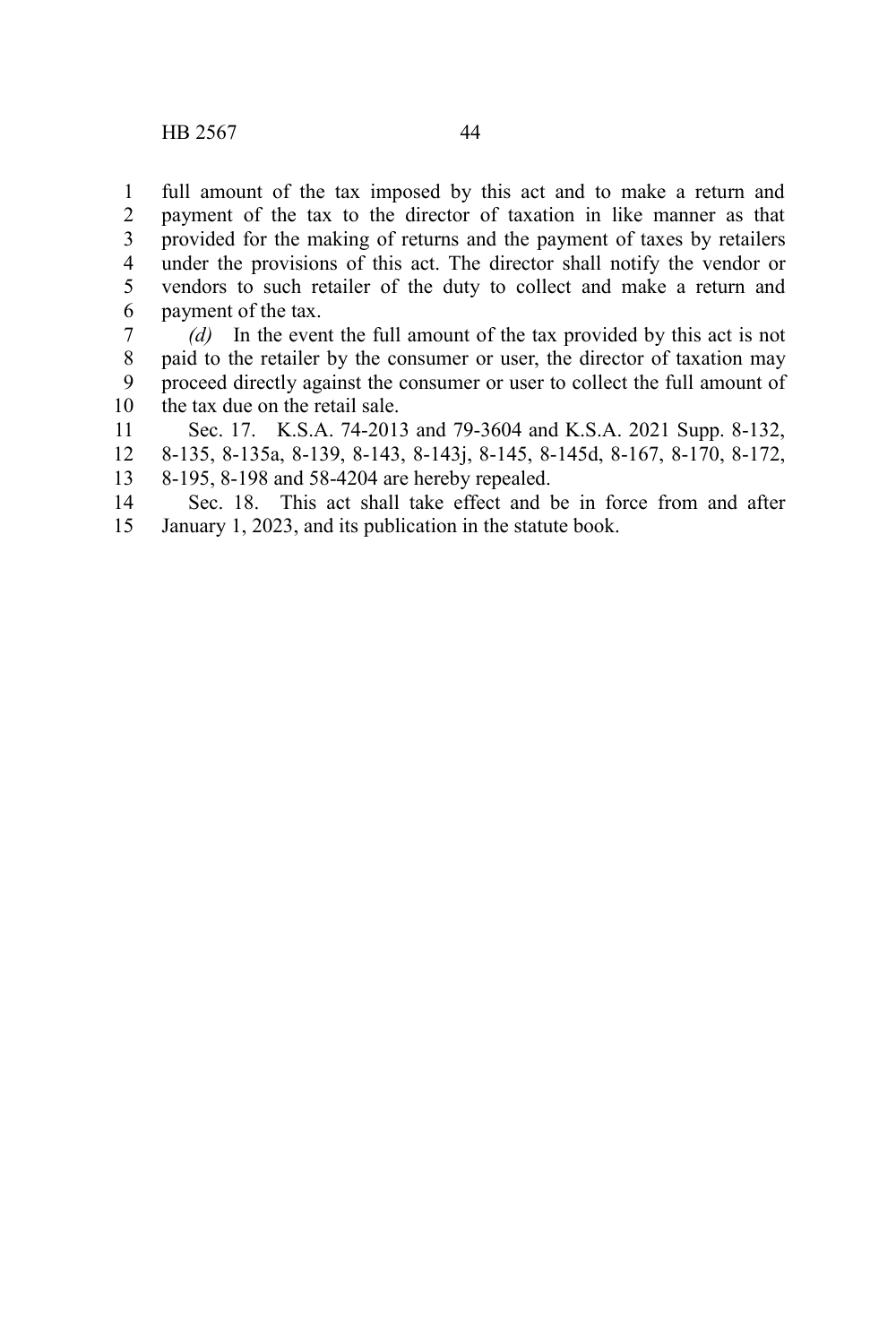full amount of the tax imposed by this act and to make a return and payment of the tax to the director of taxation in like manner as that provided for the making of returns and the payment of taxes by retailers under the provisions of this act. The director shall notify the vendor or vendors to such retailer of the duty to collect and make a return and payment of the tax.

*(d)* In the event the full amount of the tax provided by this act is not paid to the retailer by the consumer or user, the director of taxation may proceed directly against the consumer or user to collect the full amount of the tax due on the retail sale.

Sec. 17. K.S.A. 74-2013 and 79-3604 and K.S.A. 2021 Supp. 8-132, 8-135, 8-135a, 8-139, 8-143, 8-143j, 8-145, 8-145d, 8-167, 8-170, 8-172, 8-195, 8-198 and 58-4204 are hereby repealed.

Sec. 18. This act shall take effect and be in force from and after January 1, 2023, and its publication in the statute book.